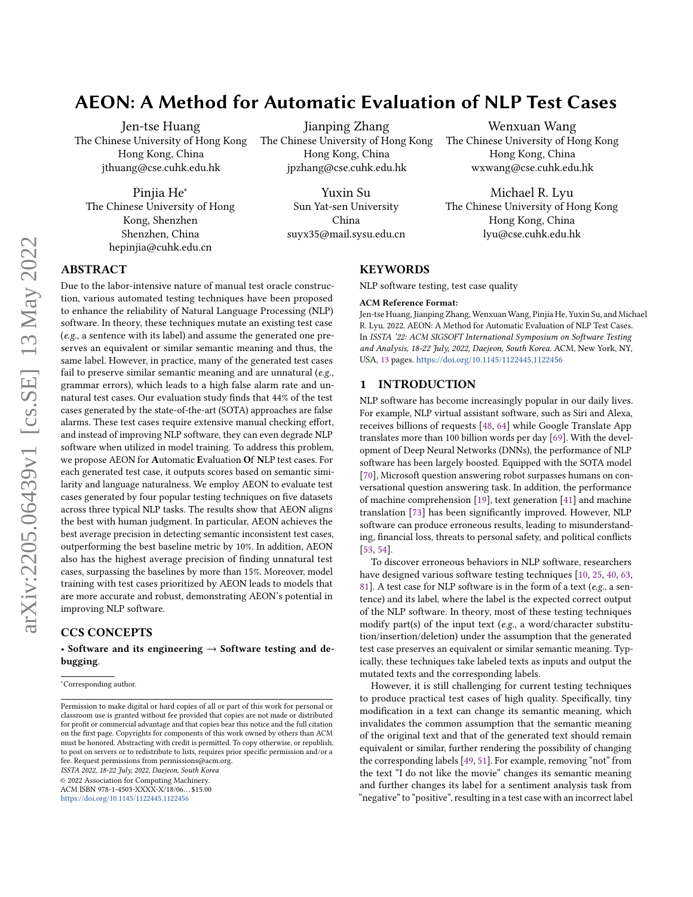# AEON: A Method for Automatic Evaluation of NLP Test Cases

Jen-tse Huang
The Chinese University of Hong Kong
Hong Kong, China
jthuang@cse.cuhk.edu.hk

Jianping Zhang
The Chinese University of Hong Kong
Hong Kong, China
jpzhang@cse.cuhk.edu.hk

Wenxuan Wang
The Chinese University of Hong Kong
Hong Kong, China
wxwang@cse.cuhk.edu.hk

Pinjia He*
The Chinese University of Hong Kong, Shenzhen
Shenzhen, China
hepinjia@cuhk.edu.cn

Yuxin Su
Sun Yat-sen University
China
suyx35@mail.sysu.edu.cn

Michael R. Lyu
The Chinese University of Hong Kong
Hong Kong, China
lyu@cse.cuhk.edu.hk

## ABSTRACT

Due to the labor-intensive nature of manual test oracle construction, various automated testing techniques have been proposed to enhance the reliability of Natural Language Processing (NLP) software. In theory, these techniques mutate an existing test case (*e.g.*, a sentence with its label) and assume the generated one preserves an equivalent or similar semantic meaning and thus, the same label. However, in practice, many of the generated test cases fail to preserve similar semantic meaning and are unnatural (*e.g.*, grammar errors), which leads to a high false alarm rate and unnatural test cases. Our evaluation study finds that 44% of the test cases generated by the state-of-the-art (SOTA) approaches are false alarms. These test cases require extensive manual checking effort, and instead of improving NLP software, they can even degrade NLP software when utilized in model training. To address this problem, we propose AEON for **A**utomatic **E**valuation **O**f **N**LP test cases. For each generated test case, it outputs scores based on semantic similarity and language naturalness. We employ AEON to evaluate test cases generated by four popular testing techniques on five datasets across three typical NLP tasks. The results show that AEON aligns the best with human judgment. In particular, AEON achieves the best average precision in detecting semantic inconsistent test cases, outperforming the best baseline metric by 10%. In addition, AEON also has the highest average precision of finding unnatural test cases, surpassing the baselines by more than 15%. Moreover, model training with test cases prioritized by AEON leads to models that are more accurate and robust, demonstrating AEON's potential in improving NLP software.

## CCS CONCEPTS

• **Software and its engineering** → **Software testing and debugging**.

## KEYWORDS

NLP software testing, test case quality

**ACM Reference Format:**
Jen-tse Huang, Jianping Zhang, Wenxuan Wang, Pinjia He, Yuxin Su, and Michael R. Lyu. 2022. AEON: A Method for Automatic Evaluation of NLP Test Cases. In *ISSTA '22: ACM SIGSOFT International Symposium on Software Testing and Analysis, 18-22 July, 2022, Daejeon, South Korea.* ACM, New York, NY, USA, 13 pages. https://doi.org/10.1145/1122445.1122456

## 1 INTRODUCTION

NLP software has become increasingly popular in our daily lives. For example, NLP virtual assistant software, such as Siri and Alexa, receives billions of requests [48, 64] while Google Translate App translates more than 100 billion words per day [69]. With the development of Deep Neural Networks (DNNs), the performance of NLP software has been largely boosted. Equipped with the SOTA model [70], Microsoft question answering robot surpasses humans on conversational question answering task. In addition, the performance of machine comprehension [19], text generation [41] and machine translation [73] has been significantly improved. However, NLP software can produce erroneous results, leading to misunderstanding, financial loss, threats to personal safety, and political conflicts [53, 54].

To discover erroneous behaviors in NLP software, researchers have designed various software testing techniques [10, 25, 40, 63, 81]. A test case for NLP software is in the form of a text (*e.g.*, a sentence) and its label, where the label is the expected correct output of the NLP software. In theory, most of these testing techniques modify part(s) of the input text (*e.g.*, a word/character substitution/insertion/deletion) under the assumption that the generated test case preserves an equivalent or similar semantic meaning. Typically, these techniques take labeled texts as inputs and output the mutated texts and the corresponding labels.

However, it is still challenging for current testing techniques to produce practical test cases of high quality. Specifically, tiny modification in a text can change its semantic meaning, which invalidates the common assumption that the semantic meaning of the original text and that of the generated text should remain equivalent or similar, further rendering the possibility of changing the corresponding labels [49, 51]. For example, removing "not" from the text "I do not like the movie" changes its semantic meaning and further changes its label for a sentiment analysis task from "negative" to "positive", resulting in a test case with an incorrect label

*Corresponding author.

Permission to make digital or hard copies of all or part of this work for personal or classroom use is granted without fee provided that copies are not made or distributed for profit or commercial advantage and that copies bear this notice and the full citation on the first page. Copyrights for components of this work owned by others than ACM must be honored. Abstracting with credit is permitted. To copy otherwise, or republish, to post on servers or to redistribute to lists, requires prior specific permission and/or a fee. Request permissions from permissions@acm.org.
*ISSTA 2022, 18-22 July, 2022, Daejeon, South Korea*
© 2022 Association for Computing Machinery.
ACM ISBN 978-1-4503-XXXX-X/18/06...$15.00
https://doi.org/10.1145/1122445.1122456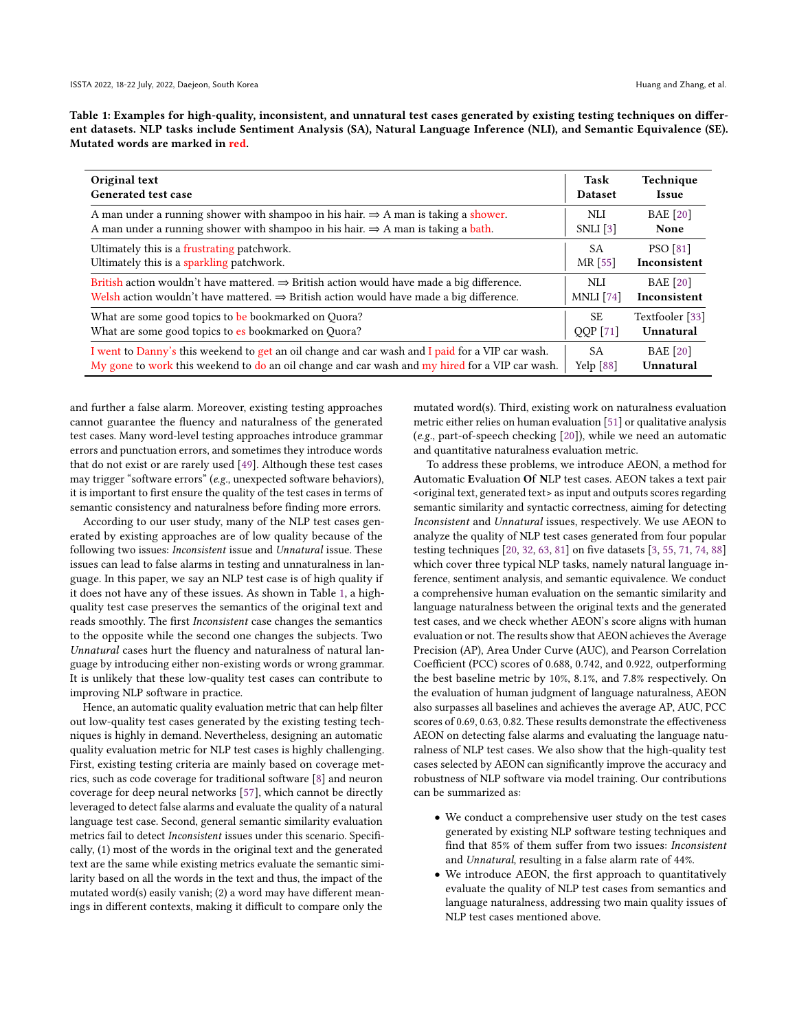**Table 1: Examples for high-quality, inconsistent, and unnatural test cases generated by existing testing techniques on different datasets. NLP tasks include Sentiment Analysis (SA), Natural Language Inference (NLI), and Semantic Equivalence (SE). Mutated words are marked in red.**

| **Original text**<br>**Generated test case** | **Task**<br>**Dataset** | **Technique**<br>**Issue** |
|---|---|---|
| A man under a running shower with shampoo in his hair. ⇒ A man is taking a shower.<br>A man under a running shower with shampoo in his hair. ⇒ A man is taking a bath. | NLI<br>SNLI [3] | BAE [20]<br>**None** |
| Ultimately this is a frustrating patchwork.<br>Ultimately this is a sparkling patchwork. | SA<br>MR [55] | PSO [81]<br>**Inconsistent** |
| British action wouldn't have mattered. ⇒ British action would have made a big difference.<br>Welsh action wouldn't have mattered. ⇒ British action would have made a big difference. | NLI<br>MNLI [74] | BAE [20]<br>**Inconsistent** |
| What are some good topics to be bookmarked on Quora?<br>What are some good topics to es bookmarked on Quora? | SE<br>QQP [71] | Textfooler [33]<br>**Unnatural** |
| I went to Danny's this weekend to get an oil change and car wash and I paid for a VIP car wash.<br>My gone to work this weekend to do an oil change and car wash and my hired for a VIP car wash. | SA<br>Yelp [88] | BAE [20]<br>**Unnatural** |

and further a false alarm. Moreover, existing testing approaches cannot guarantee the fluency and naturalness of the generated test cases. Many word-level testing approaches introduce grammar errors and punctuation errors, and sometimes they introduce words that do not exist or are rarely used [49]. Although these test cases may trigger "software errors" (*e.g.*, unexpected software behaviors), it is important to first ensure the quality of the test cases in terms of semantic consistency and naturalness before finding more errors.

According to our user study, many of the NLP test cases generated by existing approaches are of low quality because of the following two issues: *Inconsistent* issue and *Unnatural* issue. These issues can lead to false alarms in testing and unnaturalness in language. In this paper, we say an NLP test case is of high quality if it does not have any of these issues. As shown in Table 1, a high-quality test case preserves the semantics of the original text and reads smoothly. The first *Inconsistent* case changes the semantics to the opposite while the second one changes the subjects. Two *Unnatural* cases hurt the fluency and naturalness of natural language by introducing either non-existing words or wrong grammar. It is unlikely that these low-quality test cases can contribute to improving NLP software in practice.

Hence, an automatic quality evaluation metric that can help filter out low-quality test cases generated by the existing testing techniques is highly in demand. Nevertheless, designing an automatic quality evaluation metric for NLP test cases is highly challenging. First, existing testing criteria are mainly based on coverage metrics, such as code coverage for traditional software [8] and neuron coverage for deep neural networks [57], which cannot be directly leveraged to detect false alarms and evaluate the quality of a natural language test case. Second, general semantic similarity evaluation metrics fail to detect *Inconsistent* issues under this scenario. Specifically, (1) most of the words in the original text and the generated text are the same while existing metrics evaluate the semantic similarity based on all the words in the text and thus, the impact of the mutated word(s) easily vanish; (2) a word may have different meanings in different contexts, making it difficult to compare only the mutated word(s). Third, existing work on naturalness evaluation metric either relies on human evaluation [51] or qualitative analysis (*e.g.*, part-of-speech checking [20]), while we need an automatic and quantitative naturalness evaluation metric.

To address these problems, we introduce AEON, a method for **A**utomatic **E**valuation **O**f **N**LP test cases. AEON takes a text pair <original text, generated text> as input and outputs scores regarding semantic similarity and syntactic correctness, aiming for detecting *Inconsistent* and *Unnatural* issues, respectively. We use AEON to analyze the quality of NLP test cases generated from four popular testing techniques [20, 32, 63, 81] on five datasets [3, 55, 71, 74, 88] which cover three typical NLP tasks, namely natural language inference, sentiment analysis, and semantic equivalence. We conduct a comprehensive human evaluation on the semantic similarity and language naturalness between the original texts and the generated test cases, and we check whether AEON's score aligns with human evaluation or not. The results show that AEON achieves the Average Precision (AP), Area Under Curve (AUC), and Pearson Correlation Coefficient (PCC) scores of 0.688, 0.742, and 0.922, outperforming the best baseline metric by 10%, 8.1%, and 7.8% respectively. On the evaluation of human judgment of language naturalness, AEON also surpasses all baselines and achieves the average AP, AUC, PCC scores of 0.69, 0.63, 0.82. These results demonstrate the effectiveness AEON on detecting false alarms and evaluating the language naturalness of NLP test cases. We also show that the high-quality test cases selected by AEON can significantly improve the accuracy and robustness of NLP software via model training. Our contributions can be summarized as:

- We conduct a comprehensive user study on the test cases generated by existing NLP software testing techniques and find that 85% of them suffer from two issues: *Inconsistent* and *Unnatural*, resulting in a false alarm rate of 44%.
- We introduce AEON, the first approach to quantitatively evaluate the quality of NLP test cases from semantics and language naturalness, addressing two main quality issues of NLP test cases mentioned above.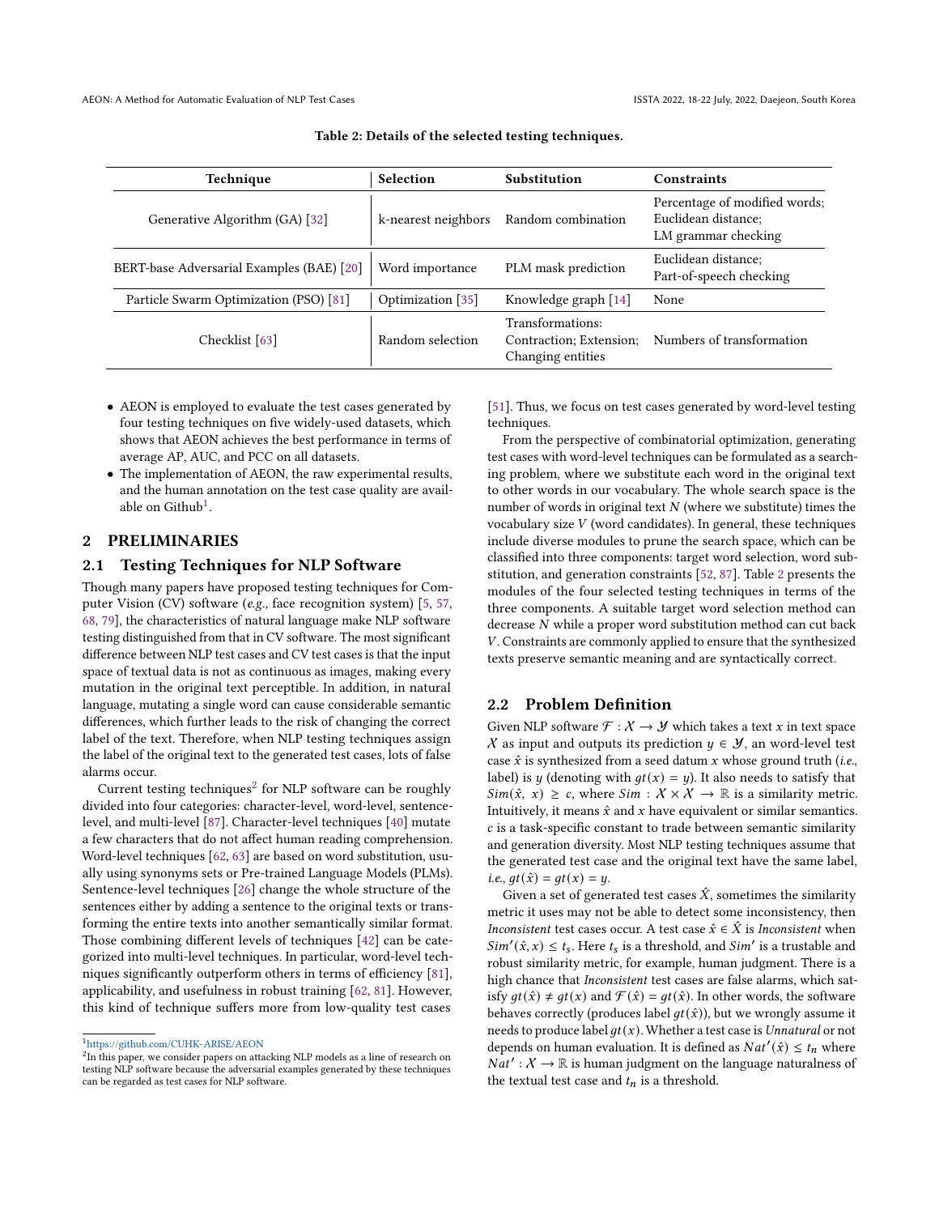Table 2: Details of the selected testing techniques.

| Technique | Selection | Substitution | Constraints |
|---|---|---|---|
| Generative Algorithm (GA) [32] | k-nearest neighbors | Random combination | Percentage of modified words; Euclidean distance; LM grammar checking |
| BERT-base Adversarial Examples (BAE) [20] | Word importance | PLM mask prediction | Euclidean distance; Part-of-speech checking |
| Particle Swarm Optimization (PSO) [81] | Optimization [35] | Knowledge graph [14] | None |
| Checklist [63] | Random selection | Transformations: Contraction; Extension; Changing entities | Numbers of transformation |

- AEON is employed to evaluate the test cases generated by four testing techniques on five widely-used datasets, which shows that AEON achieves the best performance in terms of average AP, AUC, and PCC on all datasets.
- The implementation of AEON, the raw experimental results, and the human annotation on the test case quality are available on Github[1].

## 2 PRELIMINARIES

### 2.1 Testing Techniques for NLP Software

Though many papers have proposed testing techniques for Computer Vision (CV) software (*e.g.*, face recognition system) [5, 57, 68, 79], the characteristics of natural language make NLP software testing distinguished from that in CV software. The most significant difference between NLP test cases and CV test cases is that the input space of textual data is not as continuous as images, making every mutation in the original text perceptible. In addition, in natural language, mutating a single word can cause considerable semantic differences, which further leads to the risk of changing the correct label of the text. Therefore, when NLP testing techniques assign the label of the original text to the generated test cases, lots of false alarms occur.

Current testing techniques[2] for NLP software can be roughly divided into four categories: character-level, word-level, sentence-level, and multi-level [87]. Character-level techniques [40] mutate a few characters that do not affect human reading comprehension. Word-level techniques [62, 63] are based on word substitution, usually using synonyms sets or Pre-trained Language Models (PLMs). Sentence-level techniques [26] change the whole structure of the sentences either by adding a sentence to the original texts or transforming the entire texts into another semantically similar format. Those combining different levels of techniques [42] can be categorized into multi-level techniques. In particular, word-level techniques significantly outperform others in terms of efficiency [81], applicability, and usefulness in robust training [62, 81]. However, this kind of technique suffers more from low-quality test cases [51]. Thus, we focus on test cases generated by word-level testing techniques.

From the perspective of combinatorial optimization, generating test cases with word-level techniques can be formulated as a searching problem, where we substitute each word in the original text to other words in our vocabulary. The whole search space is the number of words in original text $N$ (where we substitute) times the vocabulary size $V$ (word candidates). In general, these techniques include diverse modules to prune the search space, which can be classified into three components: target word selection, word substitution, and generation constraints [52, 87]. Table 2 presents the modules of the four selected testing techniques in terms of the three components. A suitable target word selection method can decrease $N$ while a proper word substitution method can cut back $V$. Constraints are commonly applied to ensure that the synthesized texts preserve semantic meaning and are syntactically correct.

### 2.2 Problem Definition

Given NLP software $\mathcal{F} : \mathcal{X} \rightarrow \mathcal{Y}$ which takes a text $x$ in text space $\mathcal{X}$ as input and outputs its prediction $y \in \mathcal{Y}$, an word-level test case $\hat{x}$ is synthesized from a seed datum $x$ whose ground truth (*i.e.*, label) is $y$ (denoting with $gt(x) = y$). It also needs to satisfy that $Sim(\hat{x}, x) \geq c$, where $Sim : \mathcal{X} \times \mathcal{X} \rightarrow \mathbb{R}$ is a similarity metric. Intuitively, it means $\hat{x}$ and $x$ have equivalent or similar semantics. $c$ is a task-specific constant to trade between semantic similarity and generation diversity. Most NLP testing techniques assume that the generated test case and the original text have the same label, *i.e.*, $gt(\hat{x}) = gt(x) = y$.

Given a set of generated test cases $\hat{X}$, sometimes the similarity metric it uses may not be able to detect some inconsistency, then *Inconsistent* test cases occur. A test case $\hat{x} \in \hat{X}$ is *Inconsistent* when $Sim'(\hat{x}, x) \leq t_s$. Here $t_s$ is a threshold, and $Sim'$ is a trustable and robust similarity metric, for example, human judgment. There is a high chance that *Inconsistent* test cases are false alarms, which satisfy $gt(\hat{x}) \neq gt(x)$ and $\mathcal{F}(\hat{x}) = gt(\hat{x})$. In other words, the software behaves correctly (produces label $gt(\hat{x})$), but we wrongly assume it needs to produce label $gt(x)$. Whether a test case is *Unnatural* or not depends on human evaluation. It is defined as $Nat'(\hat{x}) \leq t_n$ where $Nat' : \mathcal{X} \rightarrow \mathbb{R}$ is human judgment on the language naturalness of the textual test case and $t_n$ is a threshold.

[1] https://github.com/CUHK-ARISE/AEON

[2] In this paper, we consider papers on attacking NLP models as a line of research on testing NLP software because the adversarial examples generated by these techniques can be regarded as test cases for NLP software.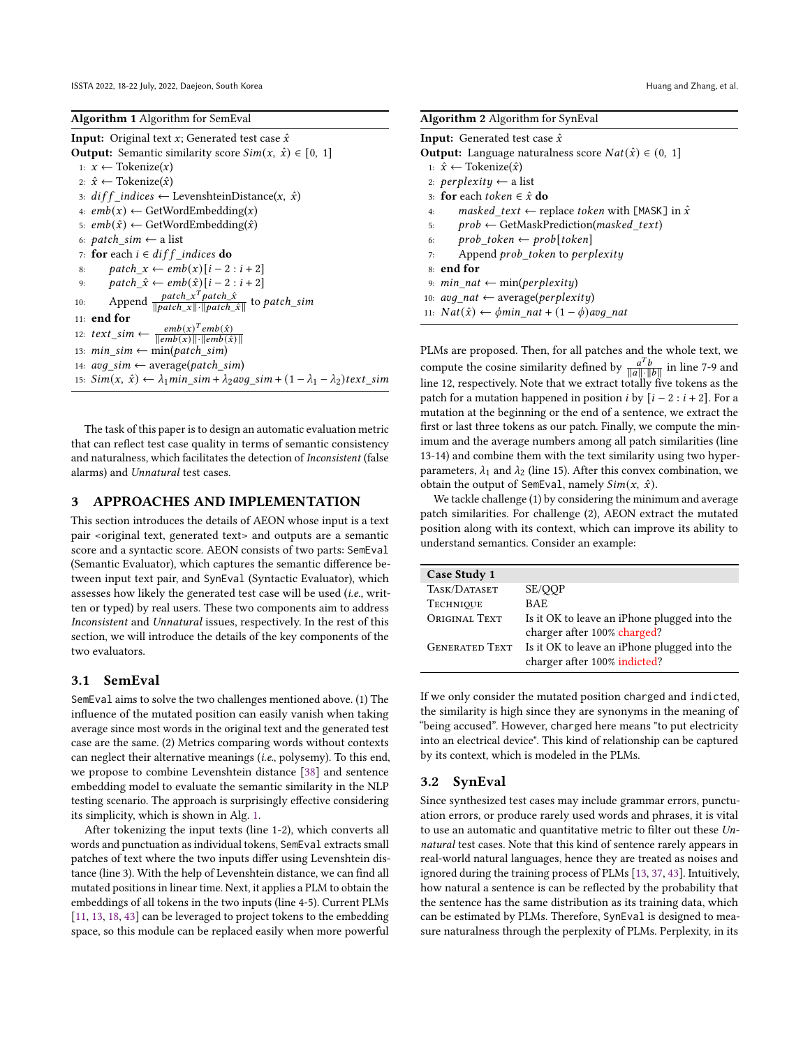**Algorithm 1** Algorithm for SemEval

**Input:** Original text $x$; Generated test case $\hat{x}$
**Output:** Semantic similarity score $Sim(x, \hat{x}) \in [0, 1]$

1: $x \leftarrow$ Tokenize($x$)
2: $\hat{x} \leftarrow$ Tokenize($\hat{x}$)
3: $diff\_indices \leftarrow$ LevenshteinDistance($x$, $\hat{x}$)
4: $emb(x) \leftarrow$ GetWordEmbedding($x$)
5: $emb(\hat{x}) \leftarrow$ GetWordEmbedding($\hat{x}$)
6: $patch\_sim \leftarrow$ a list
7: **for** each $i \in diff\_indices$ **do**
8: $\quad patch\_x \leftarrow emb(x)[i-2 : i+2]$
9: $\quad patch\_\hat{x} \leftarrow emb(\hat{x})[i-2 : i+2]$
10: $\quad$ Append $\frac{patch\_x^T patch\_\hat{x}}{\|patch\_x\| \cdot \|patch\_\hat{x}\|}$ to $patch\_sim$
11: **end for**
12: $text\_sim \leftarrow \frac{emb(x)^T emb(\hat{x})}{\|emb(x)\| \cdot \|emb(\hat{x})\|}$
13: $min\_sim \leftarrow$ min($patch\_sim$)
14: $avg\_sim \leftarrow$ average($patch\_sim$)
15: $Sim(x, \hat{x}) \leftarrow \lambda_1 min\_sim + \lambda_2 avg\_sim + (1 - \lambda_1 - \lambda_2) text\_sim$

The task of this paper is to design an automatic evaluation metric that can reflect test case quality in terms of semantic consistency and naturalness, which facilitates the detection of *Inconsistent* (false alarms) and *Unnatural* test cases.

## 3 APPROACHES AND IMPLEMENTATION

This section introduces the details of AEON whose input is a text pair <original text, generated text> and outputs are a semantic score and a syntactic score. AEON consists of two parts: SemEval (Semantic Evaluator), which captures the semantic difference between input text pair, and SynEval (Syntactic Evaluator), which assesses how likely the generated test case will be used (*i.e.*, written or typed) by real users. These two components aim to address *Inconsistent* and *Unnatural* issues, respectively. In the rest of this section, we will introduce the details of the key components of the two evaluators.

### 3.1 SemEval

SemEval aims to solve the two challenges mentioned above. (1) The influence of the mutated position can easily vanish when taking average since most words in the original text and the generated test case are the same. (2) Metrics comparing words without contexts can neglect their alternative meanings (*i.e.*, polysemy). To this end, we propose to combine Levenshtein distance [38] and sentence embedding model to evaluate the semantic similarity in the NLP testing scenario. The approach is surprisingly effective considering its simplicity, which is shown in Alg. 1.

After tokenizing the input texts (line 1-2), which converts all words and punctuation as individual tokens, SemEval extracts small patches of text where the two inputs differ using Levenshtein distance (line 3). With the help of Levenshtein distance, we can find all mutated positions in linear time. Next, it applies a PLM to obtain the embeddings of all tokens in the two inputs (line 4-5). Current PLMs [11, 13, 18, 43] can be leveraged to project tokens to the embedding space, so this module can be replaced easily when more powerful PLMs are proposed. Then, for all patches and the whole text, we compute the cosine similarity defined by $\frac{a^T b}{\|a\| \cdot \|b\|}$ in line 7-9 and line 12, respectively. Note that we extract totally five tokens as the patch for a mutation happened in position $i$ by $[i-2 : i+2]$. For a mutation at the beginning or the end of a sentence, we extract the first or last three tokens as our patch. Finally, we compute the minimum and the average numbers among all patch similarities (line 13-14) and combine them with the text similarity using two hyper-parameters, $\lambda_1$ and $\lambda_2$ (line 15). After this convex combination, we obtain the output of SemEval, namely $Sim(x, \hat{x})$.

We tackle challenge (1) by considering the minimum and average patch similarities. For challenge (2), AEON extract the mutated position along with its context, which can improve its ability to understand semantics. Consider an example:

| Case Study 1 | |
|---|---|
| Task/Dataset | SE/QQP |
| Technique | BAE |
| Original Text | Is it OK to leave an iPhone plugged into the charger after 100% charged? |
| Generated Text | Is it OK to leave an iPhone plugged into the charger after 100% indicted? |

If we only consider the mutated position charged and indicted, the similarity is high since they are synonyms in the meaning of "being accused". However, charged here means "to put electricity into an electrical device". This kind of relationship can be captured by its context, which is modeled in the PLMs.

**Algorithm 2** Algorithm for SynEval

**Input:** Generated test case $\hat{x}$
**Output:** Language naturalness score $Nat(\hat{x}) \in (0, 1]$

1: $\hat{x} \leftarrow$ Tokenize($\hat{x}$)
2: $perplexity \leftarrow$ a list
3: **for** each $token \in \hat{x}$ **do**
4: $\quad masked\_text \leftarrow$ replace $token$ with [MASK] in $\hat{x}$
5: $\quad prob \leftarrow$ GetMaskPrediction($masked\_text$)
6: $\quad prob\_token \leftarrow prob[token]$
7: $\quad$ Append $prob\_token$ to $perplexity$
8: **end for**
9: $min\_nat \leftarrow$ min($perplexity$)
10: $avg\_nat \leftarrow$ average($perplexity$)
11: $Nat(\hat{x}) \leftarrow \phi min\_nat + (1 - \phi) avg\_nat$

### 3.2 SynEval

Since synthesized test cases may include grammar errors, punctuation errors, or produce rarely used words and phrases, it is vital to use an automatic and quantitative metric to filter out these *Unnatural* test cases. Note that this kind of sentence rarely appears in real-world natural languages, hence they are treated as noises and ignored during the training process of PLMs [13, 37, 43]. Intuitively, how natural a sentence is can be reflected by the probability that the sentence has the same distribution as its training data, which can be estimated by PLMs. Therefore, SynEval is designed to measure naturalness through the perplexity of PLMs. Perplexity, in its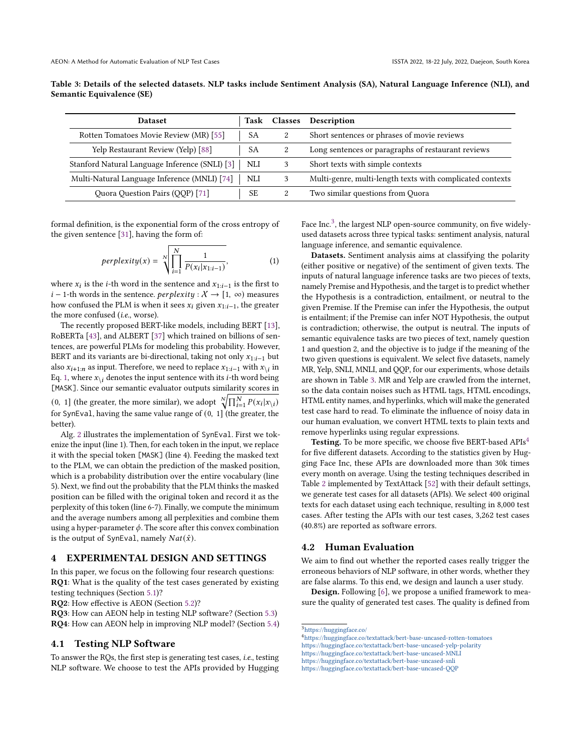Table 3: Details of the selected datasets. NLP tasks include Sentiment Analysis (SA), Natural Language Inference (NLI), and Semantic Equivalence (SE)

| Dataset | Task | Classes | Description |
|---|---|---|---|
| Rotten Tomatoes Movie Review (MR) [55] | SA | 2 | Short sentences or phrases of movie reviews |
| Yelp Restaurant Review (Yelp) [88] | SA | 2 | Long sentences or paragraphs of restaurant reviews |
| Stanford Natural Language Inference (SNLI) [3] | NLI | 3 | Short texts with simple contexts |
| Multi-Natural Language Inference (MNLI) [74] | NLI | 3 | Multi-genre, multi-length texts with complicated contexts |
| Quora Question Pairs (QQP) [71] | SE | 2 | Two similar questions from Quora |

formal definition, is the exponential form of the cross entropy of the given sentence [31], having the form of:

$$perplexity(x) = \sqrt[N]{\prod_{i=1}^{N} \frac{1}{P(x_i|x_{1:i-1})}}, \tag{1}$$

where $x_i$ is the $i$-th word in the sentence and $x_{1:i-1}$ is the first to $i-1$-th words in the sentence. $perplexity : \mathcal{X} \rightarrow [1, \infty)$ measures how confused the PLM is when it sees $x_i$ given $x_{1:i-1}$, the greater the more confused (*i.e.*, worse).

The recently proposed BERT-like models, including BERT [13], RoBERTa [43], and ALBERT [37] which trained on billions of sentences, are powerful PLMs for modeling this probability. However, BERT and its variants are bi-directional, taking not only $x_{1:i-1}$ but also $x_{i+1:n}$ as input. Therefore, we need to replace $x_{1:i-1}$ with $x_{\setminus i}$ in Eq. 1, where $x_{\setminus i}$ denotes the input sentence with its $i$-th word being [MASK]. Since our semantic evaluator outputs similarity scores in $(0, 1]$ (the greater, the more similar), we adopt $\sqrt[N]{\prod_{i=1}^{N} P(x_i|x_{\setminus i})}$ for SynEval, having the same value range of $(0, 1]$ (the greater, the better).

Alg. 2 illustrates the implementation of SynEval. First we tokenize the input (line 1). Then, for each token in the input, we replace it with the special token [MASK] (line 4). Feeding the masked text to the PLM, we can obtain the prediction of the masked position, which is a probability distribution over the entire vocabulary (line 5). Next, we find out the probability that the PLM thinks the masked position can be filled with the original token and record it as the perplexity of this token (line 6-7). Finally, we compute the minimum and the average numbers among all perplexities and combine them using a hyper-parameter $\phi$. The score after this convex combination is the output of SynEval, namely $Nat(\hat{x})$.

# 4 EXPERIMENTAL DESIGN AND SETTINGS

In this paper, we focus on the following four research questions:
**RQ1**: What is the quality of the test cases generated by existing testing techniques (Section 5.1)?
**RQ2**: How effective is AEON (Section 5.2)?
**RQ3**: How can AEON help in testing NLP software? (Section 5.3)
**RQ4**: How can AEON help in improving NLP model? (Section 5.4)

## 4.1 Testing NLP Software

To answer the RQs, the first step is generating test cases, *i.e.*, testing NLP software. We choose to test the APIs provided by Hugging Face Inc.[3], the largest NLP open-source community, on five widely-used datasets across three typical tasks: sentiment analysis, natural language inference, and semantic equivalence.

**Datasets.** Sentiment analysis aims at classifying the polarity (either positive or negative) of the sentiment of given texts. The inputs of natural language inference tasks are two pieces of texts, namely Premise and Hypothesis, and the target is to predict whether the Hypothesis is a contradiction, entailment, or neutral to the given Premise. If the Premise can infer the Hypothesis, the output is entailment; if the Premise can infer NOT Hypothesis, the output is contradiction; otherwise, the output is neutral. The inputs of semantic equivalence tasks are two pieces of text, namely question 1 and question 2, and the objective is to judge if the meaning of the two given questions is equivalent. We select five datasets, namely MR, Yelp, SNLI, MNLI, and QQP, for our experiments, whose details are shown in Table 3. MR and Yelp are crawled from the internet, so the data contain noises such as HTML tags, HTML encodings, HTML entity names, and hyperlinks, which will make the generated test case hard to read. To eliminate the influence of noisy data in our human evaluation, we convert HTML texts to plain texts and remove hyperlinks using regular expressions.

**Testing.** To be more specific, we choose five BERT-based APIs[4] for five different datasets. According to the statistics given by Hugging Face Inc, these APIs are downloaded more than 30k times every month on average. Using the testing techniques described in Table 2 implemented by TextAttack [52] with their default settings, we generate test cases for all datasets (APIs). We select 400 original texts for each dataset using each technique, resulting in 8,000 test cases. After testing the APIs with our test cases, 3,262 test cases (40.8%) are reported as software errors.

## 4.2 Human Evaluation

We aim to find out whether the reported cases really trigger the erroneous behaviors of NLP software, in other words, whether they are false alarms. To this end, we design and launch a user study.

**Design.** Following [6], we propose a unified framework to measure the quality of generated test cases. The quality is defined from

[3] https://huggingface.co/
[4] https://huggingface.co/textattack/bert-base-uncased-rotten-tomatoes
https://huggingface.co/textattack/bert-base-uncased-yelp-polarity
https://huggingface.co/textattack/bert-base-uncased-MNLI
https://huggingface.co/textattack/bert-base-uncased-snli
https://huggingface.co/textattack/bert-base-uncased-QQP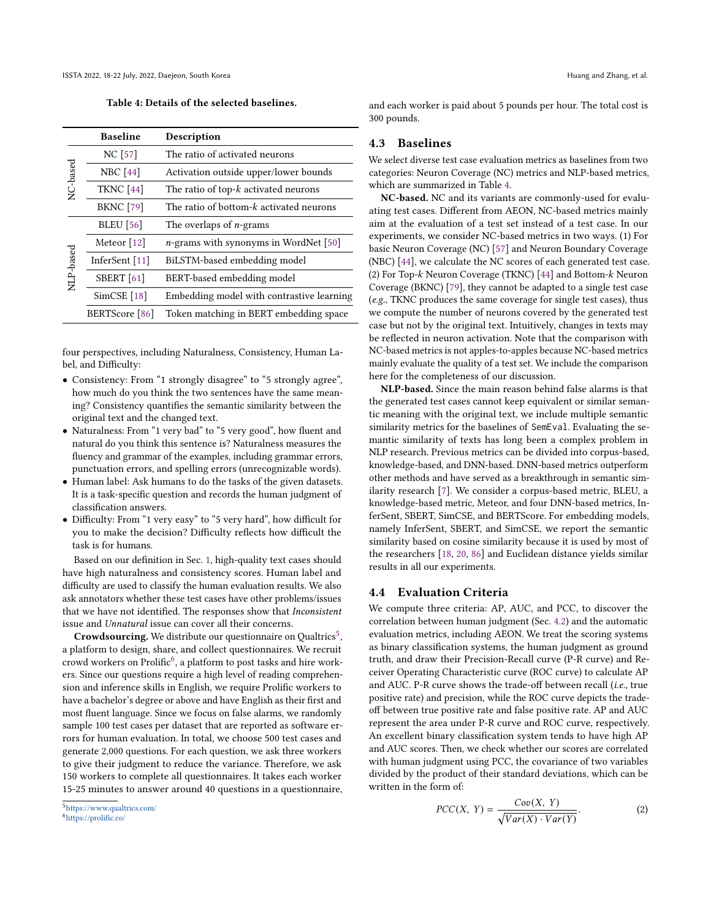**Table 4: Details of the selected baselines.**

| | Baseline | Description |
|---|---|---|
| NC-based | NC [57] | The ratio of activated neurons |
| | NBC [44] | Activation outside upper/lower bounds |
| | TKNC [44] | The ratio of top-$k$ activated neurons |
| | BKNC [79] | The ratio of bottom-$k$ activated neurons |
| NLP-based | BLEU [56] | The overlaps of $n$-grams |
| | Meteor [12] | $n$-grams with synonyms in WordNet [50] |
| | InferSent [11] | BiLSTM-based embedding model |
| | SBERT [61] | BERT-based embedding model |
| | SimCSE [18] | Embedding model with contrastive learning |
| | BERTScore [86] | Token matching in BERT embedding space |

four perspectives, including Naturalness, Consistency, Human Label, and Difficulty:

- Consistency: From "1 strongly disagree" to "5 strongly agree", how much do you think the two sentences have the same meaning? Consistency quantifies the semantic similarity between the original text and the changed text.
- Naturalness: From "1 very bad" to "5 very good", how fluent and natural do you think this sentence is? Naturalness measures the fluency and grammar of the examples, including grammar errors, punctuation errors, and spelling errors (unrecognizable words).
- Human label: Ask humans to do the tasks of the given datasets. It is a task-specific question and records the human judgment of classification answers.
- Difficulty: From "1 very easy" to "5 very hard", how difficult for you to make the decision? Difficulty reflects how difficult the task is for humans.

Based on our definition in Sec. 1, high-quality text cases should have high naturalness and consistency scores. Human label and difficulty are used to classify the human evaluation results. We also ask annotators whether these test cases have other problems/issues that we have not identified. The responses show that *Inconsistent* issue and *Unnatural* issue can cover all their concerns.

**Crowdsourcing.** We distribute our questionnaire on Qualtrics[5], a platform to design, share, and collect questionnaires. We recruit crowd workers on Prolific[6], a platform to post tasks and hire workers. Since our questions require a high level of reading comprehension and inference skills in English, we require Prolific workers to have a bachelor's degree or above and have English as their first and most fluent language. Since we focus on false alarms, we randomly sample 100 test cases per dataset that are reported as software errors for human evaluation. In total, we choose 500 test cases and generate 2,000 questions. For each question, we ask three workers to give their judgment to reduce the variance. Therefore, we ask 150 workers to complete all questionnaires. It takes each worker 15-25 minutes to answer around 40 questions in a questionnaire, and each worker is paid about 5 pounds per hour. The total cost is 300 pounds.

[5] https://www.qualtrics.com/
[6] https://prolific.co/

## 4.3 Baselines

We select diverse test case evaluation metrics as baselines from two categories: Neuron Coverage (NC) metrics and NLP-based metrics, which are summarized in Table 4.

**NC-based.** NC and its variants are commonly-used for evaluating test cases. Different from AEON, NC-based metrics mainly aim at the evaluation of a test set instead of a test case. In our experiments, we consider NC-based metrics in two ways. (1) For basic Neuron Coverage (NC) [57] and Neuron Boundary Coverage (NBC) [44], we calculate the NC scores of each generated test case. (2) For Top-$k$ Neuron Coverage (TKNC) [44] and Bottom-$k$ Neuron Coverage (BKNC) [79], they cannot be adapted to a single test case (*e.g.*, TKNC produces the same coverage for single test cases), thus we compute the number of neurons covered by the generated test case but not by the original text. Intuitively, changes in texts may be reflected in neuron activation. Note that the comparison with NC-based metrics is not apples-to-apples because NC-based metrics mainly evaluate the quality of a test set. We include the comparison here for the completeness of our discussion.

**NLP-based.** Since the main reason behind false alarms is that the generated test cases cannot keep equivalent or similar semantic meaning with the original text, we include multiple semantic similarity metrics for the baselines of `SemEval`. Evaluating the semantic similarity of texts has long been a complex problem in NLP research. Previous metrics can be divided into corpus-based, knowledge-based, and DNN-based. DNN-based metrics outperform other methods and have served as a breakthrough in semantic similarity research [7]. We consider a corpus-based metric, BLEU, a knowledge-based metric, Meteor, and four DNN-based metrics, InferSent, SBERT, SimCSE, and BERTScore. For embedding models, namely InferSent, SBERT, and SimCSE, we report the semantic similarity based on cosine similarity because it is used by most of the researchers [18, 20, 86] and Euclidean distance yields similar results in all our experiments.

## 4.4 Evaluation Criteria

We compute three criteria: AP, AUC, and PCC, to discover the correlation between human judgment (Sec. 4.2) and the automatic evaluation metrics, including AEON. We treat the scoring systems as binary classification systems, the human judgment as ground truth, and draw their Precision-Recall curve (P-R curve) and Receiver Operating Characteristic curve (ROC curve) to calculate AP and AUC. P-R curve shows the trade-off between recall (*i.e.*, true positive rate) and precision, while the ROC curve depicts the trade-off between true positive rate and false positive rate. AP and AUC represent the area under P-R curve and ROC curve, respectively. An excellent binary classification system tends to have high AP and AUC scores. Then, we check whether our scores are correlated with human judgment using PCC, the covariance of two variables divided by the product of their standard deviations, which can be written in the form of:

$$PCC(X,\ Y) = \frac{Cov(X,\ Y)}{\sqrt{Var(X) \cdot Var(Y)}}. \tag{2}$$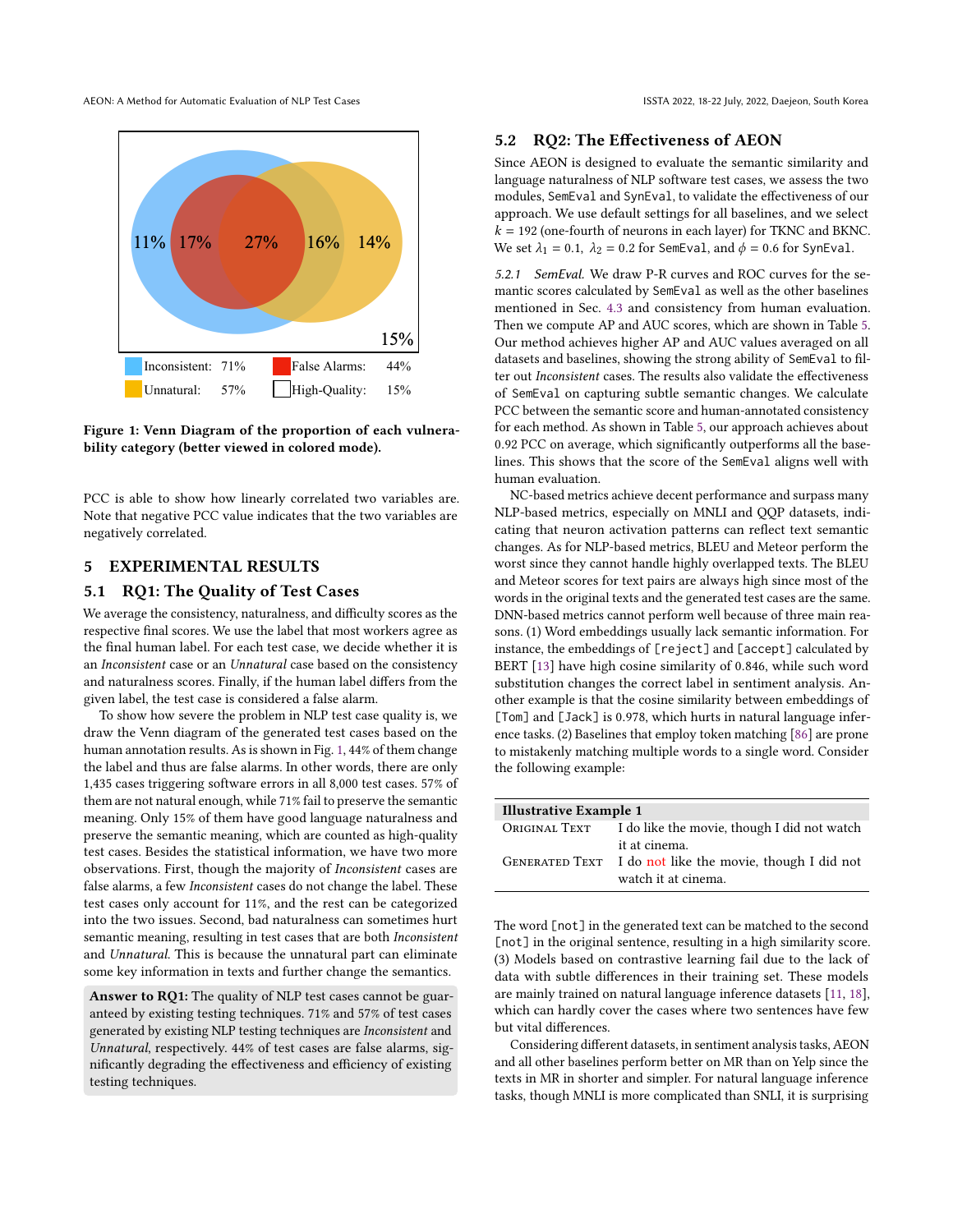Figure 1: Venn Diagram of the proportion of each vulnerability category (better viewed in colored mode).

PCC is able to show how linearly correlated two variables are. Note that negative PCC value indicates that the two variables are negatively correlated.

## 5 EXPERIMENTAL RESULTS

### 5.1 RQ1: The Quality of Test Cases

We average the consistency, naturalness, and difficulty scores as the respective final scores. We use the label that most workers agree as the final human label. For each test case, we decide whether it is an *Inconsistent* case or an *Unnatural* case based on the consistency and naturalness scores. Finally, if the human label differs from the given label, the test case is considered a false alarm.

To show how severe the problem in NLP test case quality is, we draw the Venn diagram of the generated test cases based on the human annotation results. As is shown in Fig. 1, 44% of them change the label and thus are false alarms. In other words, there are only 1,435 cases triggering software errors in all 8,000 test cases. 57% of them are not natural enough, while 71% fail to preserve the semantic meaning. Only 15% of them have good language naturalness and preserve the semantic meaning, which are counted as high-quality test cases. Besides the statistical information, we have two more observations. First, though the majority of *Inconsistent* cases are false alarms, a few *Inconsistent* cases do not change the label. These test cases only account for 11%, and the rest can be categorized into the two issues. Second, bad naturalness can sometimes hurt semantic meaning, resulting in test cases that are both *Inconsistent* and *Unnatural*. This is because the unnatural part can eliminate some key information in texts and further change the semantics.

> **Answer to RQ1:** The quality of NLP test cases cannot be guaranteed by existing testing techniques. 71% and 57% of test cases generated by existing NLP testing techniques are *Inconsistent* and *Unnatural*, respectively. 44% of test cases are false alarms, significantly degrading the effectiveness and efficiency of existing testing techniques.

### 5.2 RQ2: The Effectiveness of AEON

Since AEON is designed to evaluate the semantic similarity and language naturalness of NLP software test cases, we assess the two modules, SemEval and SynEval, to validate the effectiveness of our approach. We use default settings for all baselines, and we select $k = 192$ (one-fourth of neurons in each layer) for TKNC and BKNC. We set $\lambda_1 = 0.1$, $\lambda_2 = 0.2$ for SemEval, and $\phi = 0.6$ for SynEval.

#### 5.2.1 SemEval.

We draw P-R curves and ROC curves for the semantic scores calculated by SemEval as well as the other baselines mentioned in Sec. 4.3 and consistency from human evaluation. Then we compute AP and AUC scores, which are shown in Table 5. Our method achieves higher AP and AUC values averaged on all datasets and baselines, showing the strong ability of SemEval to filter out *Inconsistent* cases. The results also validate the effectiveness of SemEval on capturing subtle semantic changes. We calculate PCC between the semantic score and human-annotated consistency for each method. As shown in Table 5, our approach achieves about 0.92 PCC on average, which significantly outperforms all the baselines. This shows that the score of the SemEval aligns well with human evaluation.

NC-based metrics achieve decent performance and surpass many NLP-based metrics, especially on MNLI and QQP datasets, indicating that neuron activation patterns can reflect text semantic changes. As for NLP-based metrics, BLEU and Meteor perform the worst since they cannot handle highly overlapped texts. The BLEU and Meteor scores for text pairs are always high since most of the words in the original texts and the generated test cases are the same. DNN-based metrics cannot perform well because of three main reasons. (1) Word embeddings usually lack semantic information. For instance, the embeddings of [reject] and [accept] calculated by BERT [13] have high cosine similarity of 0.846, while such word substitution changes the correct label in sentiment analysis. Another example is that the cosine similarity between embeddings of [Tom] and [Jack] is 0.978, which hurts in natural language inference tasks. (2) Baselines that employ token matching [86] are prone to mistakenly matching multiple words to a single word. Consider the following example:

| **Illustrative Example 1** | |
|---|---|
| Original Text | I do like the movie, though I did not watch it at cinema. |
| Generated Text | I do not like the movie, though I did not watch it at cinema. |

The word [not] in the generated text can be matched to the second [not] in the original sentence, resulting in a high similarity score. (3) Models based on contrastive learning fail due to the lack of data with subtle differences in their training set. These models are mainly trained on natural language inference datasets [11, 18], which can hardly cover the cases where two sentences have few but vital differences.

Considering different datasets, in sentiment analysis tasks, AEON and all other baselines perform better on MR than on Yelp since the texts in MR in shorter and simpler. For natural language inference tasks, though MNLI is more complicated than SNLI, it is surprising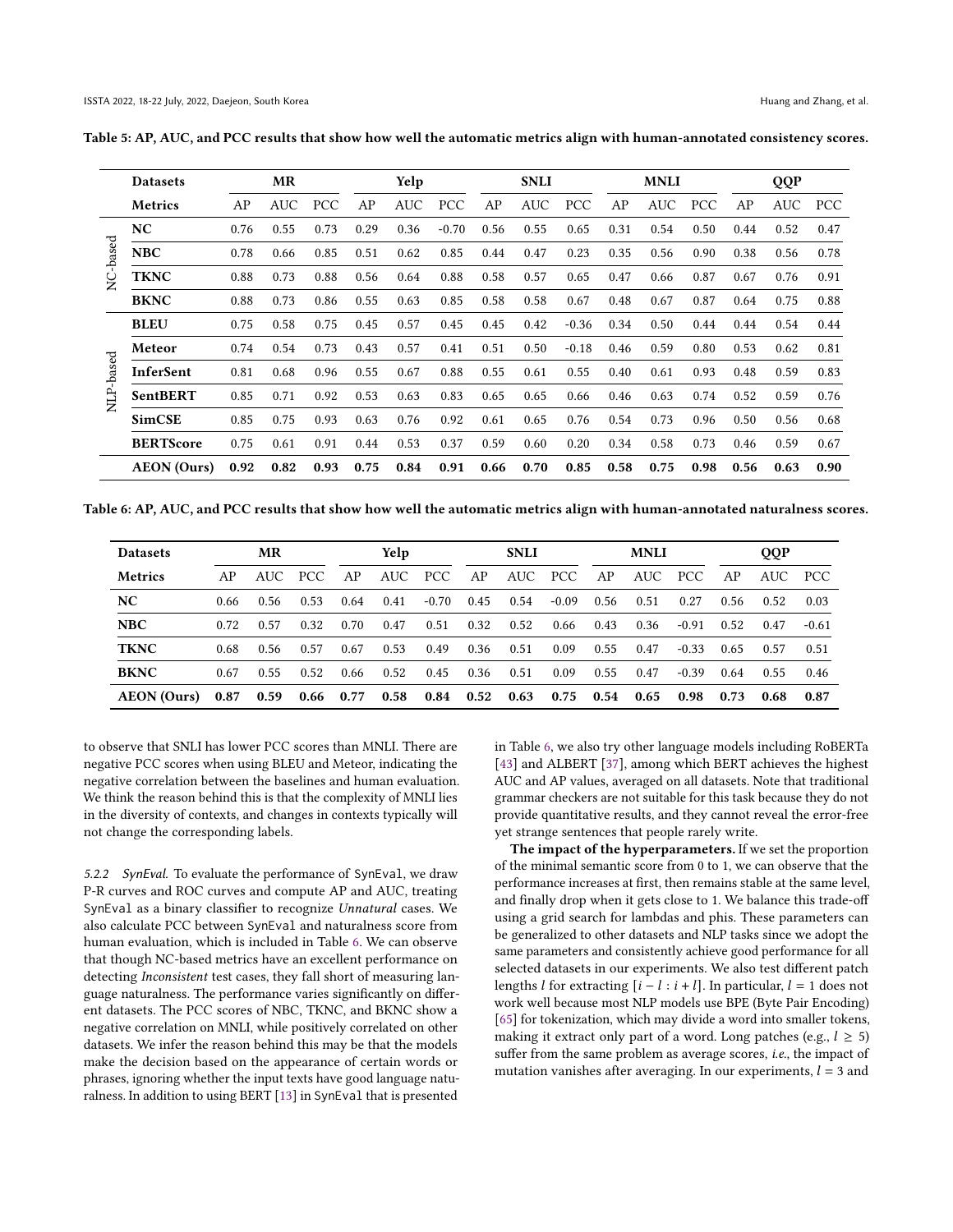Table 5: AP, AUC, and PCC results that show how well the automatic metrics align with human-annotated consistency scores.

| | Datasets | MR | | | Yelp | | | SNLI | | | MNLI | | | QQP | | |
|---|---|---|---|---|---|---|---|---|---|---|---|---|---|---|---|---|
| | Metrics | AP | AUC | PCC | AP | AUC | PCC | AP | AUC | PCC | AP | AUC | PCC | AP | AUC | PCC |
| NC-based | **NC** | 0.76 | 0.55 | 0.73 | 0.29 | 0.36 | -0.70 | 0.56 | 0.55 | 0.65 | 0.31 | 0.54 | 0.50 | 0.44 | 0.52 | 0.47 |
| NC-based | **NBC** | 0.78 | 0.66 | 0.85 | 0.51 | 0.62 | 0.85 | 0.44 | 0.47 | 0.23 | 0.35 | 0.56 | 0.90 | 0.38 | 0.56 | 0.78 |
| NC-based | **TKNC** | 0.88 | 0.73 | 0.88 | 0.56 | 0.64 | 0.88 | 0.58 | 0.57 | 0.65 | 0.47 | 0.66 | 0.87 | 0.67 | 0.76 | 0.91 |
| NC-based | **BKNC** | 0.88 | 0.73 | 0.86 | 0.55 | 0.63 | 0.85 | 0.58 | 0.58 | 0.67 | 0.48 | 0.67 | 0.87 | 0.64 | 0.75 | 0.88 |
| NLP-based | **BLEU** | 0.75 | 0.58 | 0.75 | 0.45 | 0.57 | 0.45 | 0.45 | 0.42 | -0.36 | 0.34 | 0.50 | 0.44 | 0.44 | 0.54 | 0.44 |
| NLP-based | **Meteor** | 0.74 | 0.54 | 0.73 | 0.43 | 0.57 | 0.41 | 0.51 | 0.50 | -0.18 | 0.46 | 0.59 | 0.80 | 0.53 | 0.62 | 0.81 |
| NLP-based | **InferSent** | 0.81 | 0.68 | 0.96 | 0.55 | 0.67 | 0.88 | 0.55 | 0.61 | 0.55 | 0.40 | 0.61 | 0.93 | 0.48 | 0.59 | 0.83 |
| NLP-based | **SentBERT** | 0.85 | 0.71 | 0.92 | 0.53 | 0.63 | 0.83 | 0.65 | 0.65 | 0.66 | 0.46 | 0.63 | 0.74 | 0.52 | 0.59 | 0.76 |
| NLP-based | **SimCSE** | 0.85 | 0.75 | 0.93 | 0.63 | 0.76 | 0.92 | 0.61 | 0.65 | 0.76 | 0.54 | 0.73 | 0.96 | 0.50 | 0.56 | 0.68 |
| NLP-based | **BERTScore** | 0.75 | 0.61 | 0.91 | 0.44 | 0.53 | 0.37 | 0.59 | 0.60 | 0.20 | 0.34 | 0.58 | 0.73 | 0.46 | 0.59 | 0.67 |
| | **AEON (Ours)** | **0.92** | **0.82** | **0.93** | **0.75** | **0.84** | **0.91** | **0.66** | **0.70** | **0.85** | **0.58** | **0.75** | **0.98** | **0.56** | **0.63** | **0.90** |

Table 6: AP, AUC, and PCC results that show how well the automatic metrics align with human-annotated naturalness scores.

| Datasets | MR | | | Yelp | | | SNLI | | | MNLI | | | QQP | | |
|---|---|---|---|---|---|---|---|---|---|---|---|---|---|---|---|
| Metrics | AP | AUC | PCC | AP | AUC | PCC | AP | AUC | PCC | AP | AUC | PCC | AP | AUC | PCC |
| **NC** | 0.66 | 0.56 | 0.53 | 0.64 | 0.41 | -0.70 | 0.45 | 0.54 | -0.09 | 0.56 | 0.51 | 0.27 | 0.56 | 0.52 | 0.03 |
| **NBC** | 0.72 | 0.57 | 0.32 | 0.70 | 0.47 | 0.51 | 0.32 | 0.52 | 0.66 | 0.43 | 0.36 | -0.91 | 0.52 | 0.47 | -0.61 |
| **TKNC** | 0.68 | 0.56 | 0.57 | 0.67 | 0.53 | 0.49 | 0.36 | 0.51 | 0.09 | 0.55 | 0.47 | -0.33 | 0.65 | 0.57 | 0.51 |
| **BKNC** | 0.67 | 0.55 | 0.52 | 0.66 | 0.52 | 0.45 | 0.36 | 0.51 | 0.09 | 0.55 | 0.47 | -0.39 | 0.64 | 0.55 | 0.46 |
| **AEON (Ours)** | **0.87** | **0.59** | **0.66** | **0.77** | **0.58** | **0.84** | **0.52** | **0.63** | **0.75** | **0.54** | **0.65** | **0.98** | **0.73** | **0.68** | **0.87** |

to observe that SNLI has lower PCC scores than MNLI. There are negative PCC scores when using BLEU and Meteor, indicating the negative correlation between the baselines and human evaluation. We think the reason behind this is that the complexity of MNLI lies in the diversity of contexts, and changes in contexts typically will not change the corresponding labels.

*5.2.2 SynEval.* To evaluate the performance of SynEval, we draw P-R curves and ROC curves and compute AP and AUC, treating SynEval as a binary classifier to recognize *Unnatural* cases. We also calculate PCC between SynEval and naturalness score from human evaluation, which is included in Table 6. We can observe that though NC-based metrics have an excellent performance on detecting *Inconsistent* test cases, they fall short of measuring language naturalness. The performance varies significantly on different datasets. The PCC scores of NBC, TKNC, and BKNC show a negative correlation on MNLI, while positively correlated on other datasets. We infer the reason behind this may be that the models make the decision based on the appearance of certain words or phrases, ignoring whether the input texts have good language naturalness. In addition to using BERT [13] in SynEval that is presented in Table 6, we also try other language models including RoBERTa [43] and ALBERT [37], among which BERT achieves the highest AUC and AP values, averaged on all datasets. Note that traditional grammar checkers are not suitable for this task because they do not provide quantitative results, and they cannot reveal the error-free yet strange sentences that people rarely write.

**The impact of the hyperparameters.** If we set the proportion of the minimal semantic score from 0 to 1, we can observe that the performance increases at first, then remains stable at the same level, and finally drop when it gets close to 1. We balance this trade-off using a grid search for lambdas and phis. These parameters can be generalized to other datasets and NLP tasks since we adopt the same parameters and consistently achieve good performance for all selected datasets in our experiments. We also test different patch lengths $l$ for extracting $[i - l : i + l]$. In particular, $l = 1$ does not work well because most NLP models use BPE (Byte Pair Encoding) [65] for tokenization, which may divide a word into smaller tokens, making it extract only part of a word. Long patches (e.g., $l \geq 5$) suffer from the same problem as average scores, *i.e.*, the impact of mutation vanishes after averaging. In our experiments, $l = 3$ and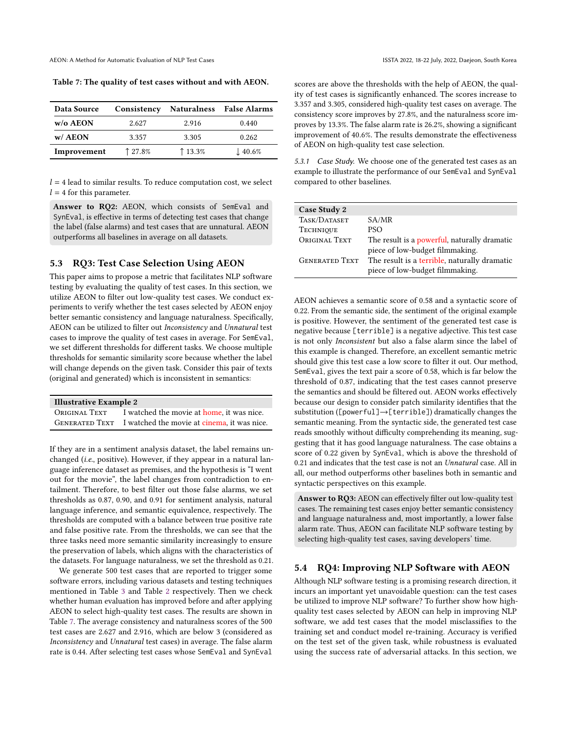Table 7: The quality of test cases without and with AEON.

| Data Source | Consistency | Naturalness | False Alarms |
|---|---|---|---|
| w/o AEON | 2.627 | 2.916 | 0.440 |
| w/ AEON | 3.357 | 3.305 | 0.262 |
| Improvement | ↑ 27.8% | ↑ 13.3% | ↓ 40.6% |

$l = 4$ lead to similar results. To reduce computation cost, we select $l = 4$ for this parameter.

**Answer to RQ2:** AEON, which consists of `SemEval` and `SynEval`, is effective in terms of detecting test cases that change the label (false alarms) and test cases that are unnatural. AEON outperforms all baselines in average on all datasets.

## 5.3 RQ3: Test Case Selection Using AEON

This paper aims to propose a metric that facilitates NLP software testing by evaluating the quality of test cases. In this section, we utilize AEON to filter out low-quality test cases. We conduct experiments to verify whether the test cases selected by AEON enjoy better semantic consistency and language naturalness. Specifically, AEON can be utilized to filter out *Inconsistency* and *Unnatural* test cases to improve the quality of test cases in average. For `SemEval`, we set different thresholds for different tasks. We choose multiple thresholds for semantic similarity score because whether the label will change depends on the given task. Consider this pair of texts (original and generated) which is inconsistent in semantics:

| **Illustrative Example 2** | |
|---|---|
| ORIGINAL TEXT | I watched the movie at home, it was nice. |
| GENERATED TEXT | I watched the movie at cinema, it was nice. |

If they are in a sentiment analysis dataset, the label remains unchanged (*i.e.*, positive). However, if they appear in a natural language inference dataset as premises, and the hypothesis is "I went out for the movie", the label changes from contradiction to entailment. Therefore, to best filter out those false alarms, we set thresholds as 0.87, 0.90, and 0.91 for sentiment analysis, natural language inference, and semantic equivalence, respectively. The thresholds are computed with a balance between true positive rate and false positive rate. From the thresholds, we can see that the three tasks need more semantic similarity increasingly to ensure the preservation of labels, which aligns with the characteristics of the datasets. For language naturalness, we set the threshold as 0.21.

We generate 500 test cases that are reported to trigger some software errors, including various datasets and testing techniques mentioned in Table 3 and Table 2 respectively. Then we check whether human evaluation has improved before and after applying AEON to select high-quality test cases. The results are shown in Table 7. The average consistency and naturalness scores of the 500 test cases are 2.627 and 2.916, which are below 3 (considered as *Inconsistency* and *Unnatural* test cases) in average. The false alarm rate is 0.44. After selecting test cases whose `SemEval` and `SynEval` scores are above the thresholds with the help of AEON, the quality of test cases is significantly enhanced. The scores increase to 3.357 and 3.305, considered high-quality test cases on average. The consistency score improves by 27.8%, and the naturalness score improves by 13.3%. The false alarm rate is 26.2%, showing a significant improvement of 40.6%. The results demonstrate the effectiveness of AEON on high-quality test case selection.

#### 5.3.1 *Case Study.*

We choose one of the generated test cases as an example to illustrate the performance of our `SemEval` and `SynEval` compared to other baselines.

| **Case Study 2** | |
|---|---|
| TASK/DATASET | SA/MR |
| TECHNIQUE | PSO |
| ORIGINAL TEXT | The result is a powerful, naturally dramatic piece of low-budget filmmaking. |
| GENERATED TEXT | The result is a terrible, naturally dramatic piece of low-budget filmmaking. |

AEON achieves a semantic score of 0.58 and a syntactic score of 0.22. From the semantic side, the sentiment of the original example is positive. However, the sentiment of the generated test case is negative because `[terrible]` is a negative adjective. This test case is not only *Inconsistent* but also a false alarm since the label of this example is changed. Therefore, an excellent semantic metric should give this test case a low score to filter it out. Our method, `SemEval`, gives the text pair a score of 0.58, which is far below the threshold of 0.87, indicating that the test cases cannot preserve the semantics and should be filtered out. AEON works effectively because our design to consider patch similarity identifies that the substitution (`[powerful]`→`[terrible]`) dramatically changes the semantic meaning. From the syntactic side, the generated test case reads smoothly without difficulty comprehending its meaning, suggesting that it has good language naturalness. The case obtains a score of 0.22 given by `SynEval`, which is above the threshold of 0.21 and indicates that the test case is not an *Unnatural* case. All in all, our method outperforms other baselines both in semantic and syntactic perspectives on this example.

**Answer to RQ3:** AEON can effectively filter out low-quality test cases. The remaining test cases enjoy better semantic consistency and language naturalness and, most importantly, a lower false alarm rate. Thus, AEON can facilitate NLP software testing by selecting high-quality test cases, saving developers' time.

## 5.4 RQ4: Improving NLP Software with AEON

Although NLP software testing is a promising research direction, it incurs an important yet unavoidable question: can the test cases be utilized to improve NLP software? To further show how high-quality test cases selected by AEON can help in improving NLP software, we add test cases that the model misclassifies to the training set and conduct model re-training. Accuracy is verified on the test set of the given task, while robustness is evaluated using the success rate of adversarial attacks. In this section, we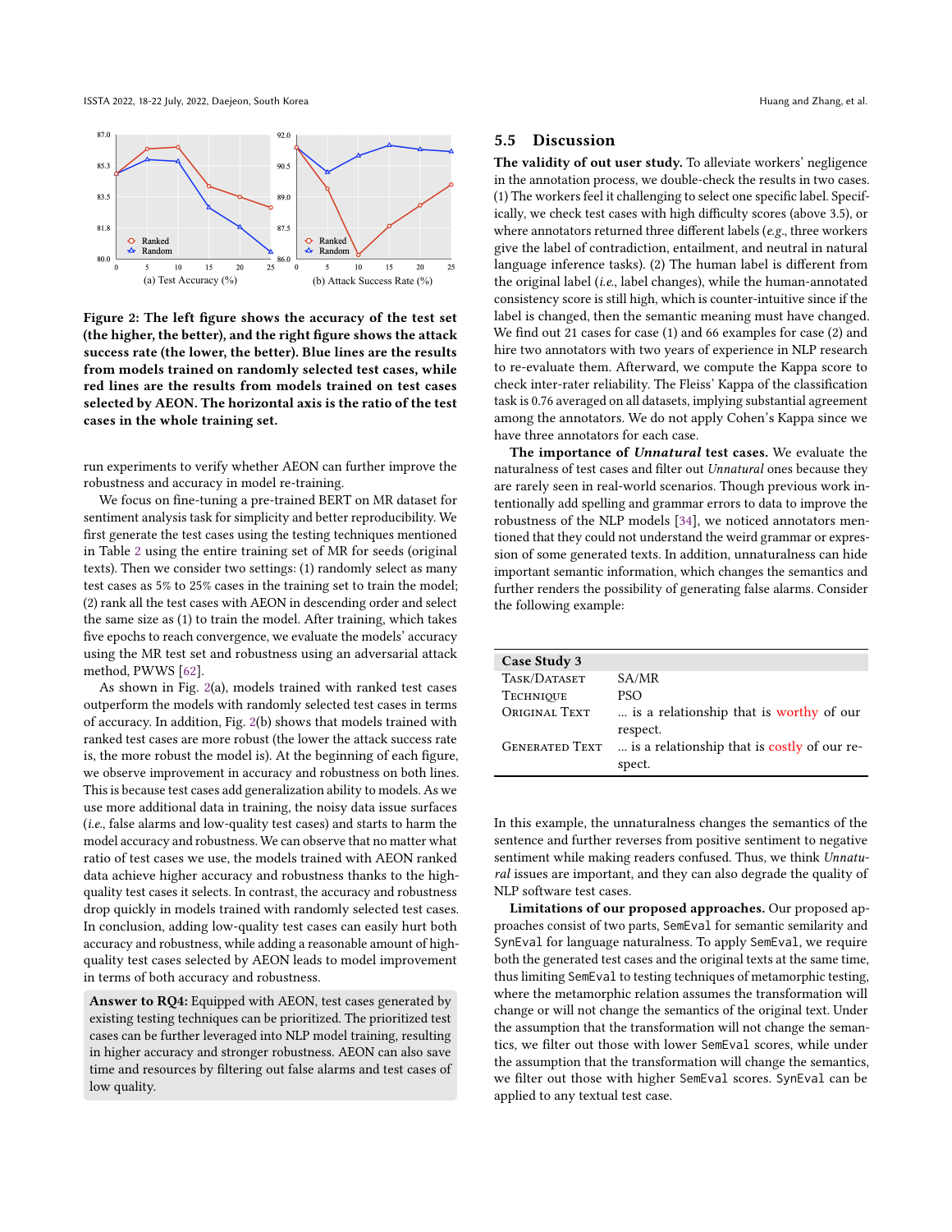Figure 2: The left figure shows the accuracy of the test set (the higher, the better), and the right figure shows the attack success rate (the lower, the better). Blue lines are the results from models trained on randomly selected test cases, while red lines are the results from models trained on test cases selected by AEON. The horizontal axis is the ratio of the test cases in the whole training set.

run experiments to verify whether AEON can further improve the robustness and accuracy in model re-training.

We focus on fine-tuning a pre-trained BERT on MR dataset for sentiment analysis task for simplicity and better reproducibility. We first generate the test cases using the testing techniques mentioned in Table 2 using the entire training set of MR for seeds (original texts). Then we consider two settings: (1) randomly select as many test cases as 5% to 25% cases in the training set to train the model; (2) rank all the test cases with AEON in descending order and select the same size as (1) to train the model. After training, which takes five epochs to reach convergence, we evaluate the models' accuracy using the MR test set and robustness using an adversarial attack method, PWWS [62].

As shown in Fig. 2(a), models trained with ranked test cases outperform the models with randomly selected test cases in terms of accuracy. In addition, Fig. 2(b) shows that models trained with ranked test cases are more robust (the lower the attack success rate is, the more robust the model is). At the beginning of each figure, we observe improvement in accuracy and robustness on both lines. This is because test cases add generalization ability to models. As we use more additional data in training, the noisy data issue surfaces (*i.e.*, false alarms and low-quality test cases) and starts to harm the model accuracy and robustness. We can observe that no matter what ratio of test cases we use, the models trained with AEON ranked data achieve higher accuracy and robustness thanks to the high-quality test cases it selects. In contrast, the accuracy and robustness drop quickly in models trained with randomly selected test cases. In conclusion, adding low-quality test cases can easily hurt both accuracy and robustness, while adding a reasonable amount of high-quality test cases selected by AEON leads to model improvement in terms of both accuracy and robustness.

> **Answer to RQ4:** Equipped with AEON, test cases generated by existing testing techniques can be prioritized. The prioritized test cases can be further leveraged into NLP model training, resulting in higher accuracy and stronger robustness. AEON can also save time and resources by filtering out false alarms and test cases of low quality.

## 5.5 Discussion

**The validity of out user study.** To alleviate workers' negligence in the annotation process, we double-check the results in two cases. (1) The workers feel it challenging to select one specific label. Specifically, we check test cases with high difficulty scores (above 3.5), or where annotators returned three different labels (*e.g.*, three workers give the label of contradiction, entailment, and neutral in natural language inference tasks). (2) The human label is different from the original label (*i.e.*, label changes), while the human-annotated consistency score is still high, which is counter-intuitive since if the label is changed, then the semantic meaning must have changed. We find out 21 cases for case (1) and 66 examples for case (2) and hire two annotators with two years of experience in NLP research to re-evaluate them. Afterward, we compute the Kappa score to check inter-rater reliability. The Fleiss' Kappa of the classification task is 0.76 averaged on all datasets, implying substantial agreement among the annotators. We do not apply Cohen's Kappa since we have three annotators for each case.

**The importance of *Unnatural* test cases.** We evaluate the naturalness of test cases and filter out *Unnatural* ones because they are rarely seen in real-world scenarios. Though previous work intentionally add spelling and grammar errors to data to improve the robustness of the NLP models [34], we noticed annotators mentioned that they could not understand the weird grammar or expression of some generated texts. In addition, unnaturalness can hide important semantic information, which changes the semantics and further renders the possibility of generating false alarms. Consider the following example:

| **Case Study 3** | |
|---|---|
| TASK/DATASET | SA/MR |
| TECHNIQUE | PSO |
| ORIGINAL TEXT | ... is a relationship that is worthy of our respect. |
| GENERATED TEXT | ... is a relationship that is costly of our respect. |

In this example, the unnaturalness changes the semantics of the sentence and further reverses from positive sentiment to negative sentiment while making readers confused. Thus, we think *Unnatural* issues are important, and they can also degrade the quality of NLP software test cases.

**Limitations of our proposed approaches.** Our proposed approaches consist of two parts, `SemEval` for semantic similarity and `SynEval` for language naturalness. To apply `SemEval`, we require both the generated test cases and the original texts at the same time, thus limiting `SemEval` to testing techniques of metamorphic testing, where the metamorphic relation assumes the transformation will change or will not change the semantics of the original text. Under the assumption that the transformation will not change the semantics, we filter out those with lower `SemEval` scores, while under the assumption that the transformation will change the semantics, we filter out those with higher `SemEval` scores. `SynEval` can be applied to any textual test case.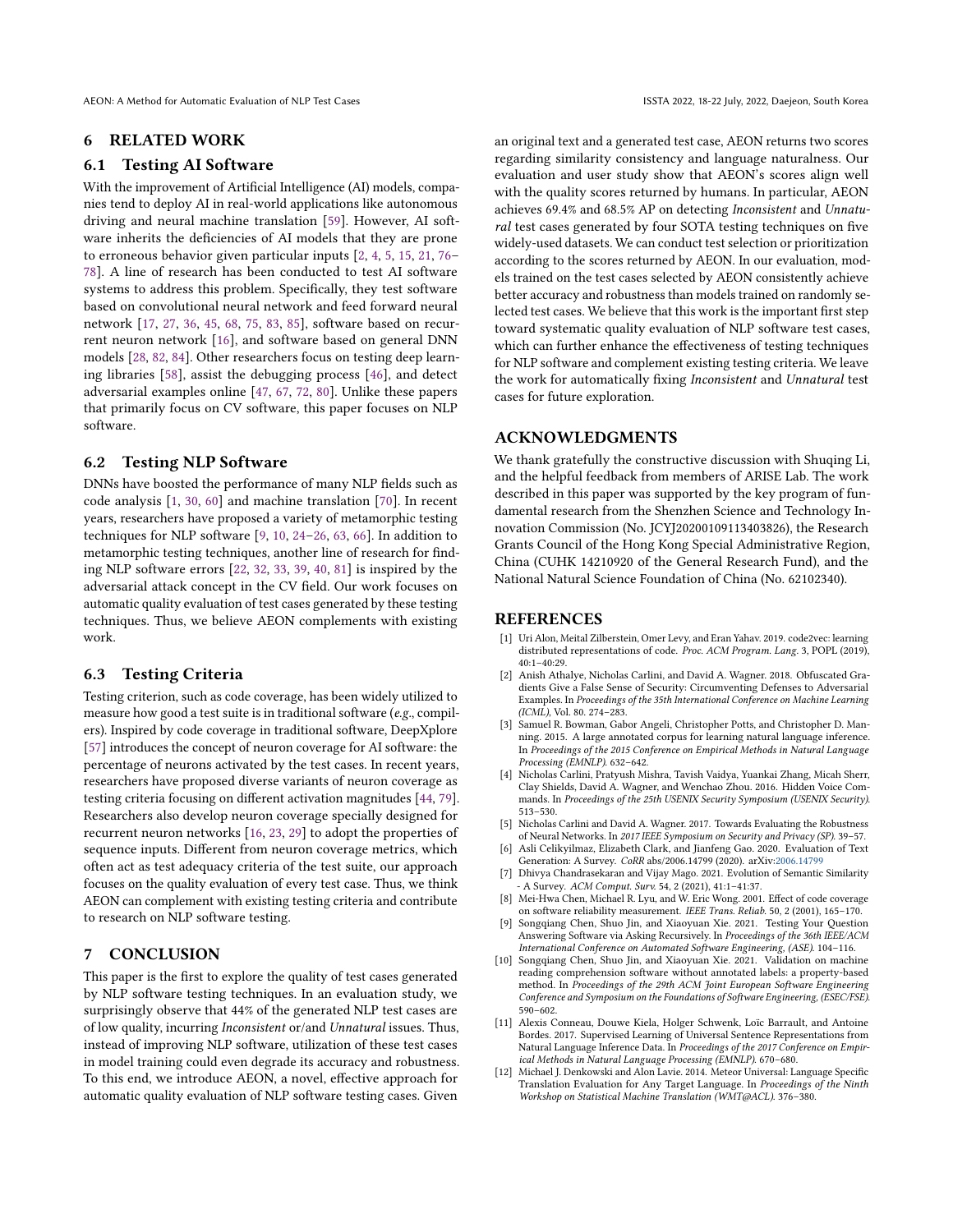## 6 RELATED WORK

### 6.1 Testing AI Software

With the improvement of Artificial Intelligence (AI) models, companies tend to deploy AI in real-world applications like autonomous driving and neural machine translation [59]. However, AI software inherits the deficiencies of AI models that they are prone to erroneous behavior given particular inputs [2, 4, 5, 15, 21, 76–78]. A line of research has been conducted to test AI software systems to address this problem. Specifically, they test software based on convolutional neural network and feed forward neural network [17, 27, 36, 45, 68, 75, 83, 85], software based on recurrent neuron network [16], and software based on general DNN models [28, 82, 84]. Other researchers focus on testing deep learning libraries [58], assist the debugging process [46], and detect adversarial examples online [47, 67, 72, 80]. Unlike these papers that primarily focus on CV software, this paper focuses on NLP software.

### 6.2 Testing NLP Software

DNNs have boosted the performance of many NLP fields such as code analysis [1, 30, 60] and machine translation [70]. In recent years, researchers have proposed a variety of metamorphic testing techniques for NLP software [9, 10, 24–26, 63, 66]. In addition to metamorphic testing techniques, another line of research for finding NLP software errors [22, 32, 33, 39, 40, 81] is inspired by the adversarial attack concept in the CV field. Our work focuses on automatic quality evaluation of test cases generated by these testing techniques. Thus, we believe AEON complements with existing work.

### 6.3 Testing Criteria

Testing criterion, such as code coverage, has been widely utilized to measure how good a test suite is in traditional software (*e.g.*, compilers). Inspired by code coverage in traditional software, DeepXplore [57] introduces the concept of neuron coverage for AI software: the percentage of neurons activated by the test cases. In recent years, researchers have proposed diverse variants of neuron coverage as testing criteria focusing on different activation magnitudes [44, 79]. Researchers also develop neuron coverage specially designed for recurrent neuron networks [16, 23, 29] to adopt the properties of sequence inputs. Different from neuron coverage metrics, which often act as test adequacy criteria of the test suite, our approach focuses on the quality evaluation of every test case. Thus, we think AEON can complement with existing testing criteria and contribute to research on NLP software testing.

## 7 CONCLUSION

This paper is the first to explore the quality of test cases generated by NLP software testing techniques. In an evaluation study, we surprisingly observe that 44% of the generated NLP test cases are of low quality, incurring *Inconsistent* or/and *Unnatural* issues. Thus, instead of improving NLP software, utilization of these test cases in model training could even degrade its accuracy and robustness. To this end, we introduce AEON, a novel, effective approach for automatic quality evaluation of NLP software testing cases. Given an original text and a generated test case, AEON returns two scores regarding similarity consistency and language naturalness. Our evaluation and user study show that AEON's scores align well with the quality scores returned by humans. In particular, AEON achieves 69.4% and 68.5% AP on detecting *Inconsistent* and *Unnatural* test cases generated by four SOTA testing techniques on five widely-used datasets. We can conduct test selection or prioritization according to the scores returned by AEON. In our evaluation, models trained on the test cases selected by AEON consistently achieve better accuracy and robustness than models trained on randomly selected test cases. We believe that this work is the important first step toward systematic quality evaluation of NLP software test cases, which can further enhance the effectiveness of testing techniques for NLP software and complement existing testing criteria. We leave the work for automatically fixing *Inconsistent* and *Unnatural* test cases for future exploration.

## ACKNOWLEDGMENTS

We thank gratefully the constructive discussion with Shuqing Li, and the helpful feedback from members of ARISE Lab. The work described in this paper was supported by the key program of fundamental research from the Shenzhen Science and Technology Innovation Commission (No. JCYJ20200109113403826), the Research Grants Council of the Hong Kong Special Administrative Region, China (CUHK 14210920 of the General Research Fund), and the National Natural Science Foundation of China (No. 62102340).

## REFERENCES

[1] Uri Alon, Meital Zilberstein, Omer Levy, and Eran Yahav. 2019. code2vec: learning distributed representations of code. *Proc. ACM Program. Lang.* 3, POPL (2019), 40:1–40:29.

[2] Anish Athalye, Nicholas Carlini, and David A. Wagner. 2018. Obfuscated Gradients Give a False Sense of Security: Circumventing Defenses to Adversarial Examples. In *Proceedings of the 35th International Conference on Machine Learning (ICML)*, Vol. 80. 274–283.

[3] Samuel R. Bowman, Gabor Angeli, Christopher Potts, and Christopher D. Manning. 2015. A large annotated corpus for learning natural language inference. In *Proceedings of the 2015 Conference on Empirical Methods in Natural Language Processing (EMNLP)*. 632–642.

[4] Nicholas Carlini, Pratyush Mishra, Tavish Vaidya, Yuankai Zhang, Micah Sherr, Clay Shields, David A. Wagner, and Wenchao Zhou. 2016. Hidden Voice Commands. In *Proceedings of the 25th USENIX Security Symposium (USENIX Security)*. 513–530.

[5] Nicholas Carlini and David A. Wagner. 2017. Towards Evaluating the Robustness of Neural Networks. In *2017 IEEE Symposium on Security and Privacy (SP)*. 39–57.

[6] Asli Celikyilmaz, Elizabeth Clark, and Jianfeng Gao. 2020. Evaluation of Text Generation: A Survey. *CoRR* abs/2006.14799 (2020). arXiv:2006.14799

[7] Dhivya Chandrasekaran and Vijay Mago. 2021. Evolution of Semantic Similarity - A Survey. *ACM Comput. Surv.* 54, 2 (2021), 41:1–41:37.

[8] Mei-Hwa Chen, Michael R. Lyu, and W. Eric Wong. 2001. Effect of code coverage on software reliability measurement. *IEEE Trans. Reliab.* 50, 2 (2001), 165–170.

[9] Songqiang Chen, Shuo Jin, and Xiaoyuan Xie. 2021. Testing Your Question Answering Software via Asking Recursively. In *Proceedings of the 36th IEEE/ACM International Conference on Automated Software Engineering, (ASE)*. 104–116.

[10] Songqiang Chen, Shuo Jin, and Xiaoyuan Xie. 2021. Validation on machine reading comprehension software without annotated labels: a property-based method. In *Proceedings of the 29th ACM Joint European Software Engineering Conference and Symposium on the Foundations of Software Engineering, (ESEC/FSE)*. 590–602.

[11] Alexis Conneau, Douwe Kiela, Holger Schwenk, Loïc Barrault, and Antoine Bordes. 2017. Supervised Learning of Universal Sentence Representations from Natural Language Inference Data. In *Proceedings of the 2017 Conference on Empirical Methods in Natural Language Processing (EMNLP)*. 670–680.

[12] Michael J. Denkowski and Alon Lavie. 2014. Meteor Universal: Language Specific Translation Evaluation for Any Target Language. In *Proceedings of the Ninth Workshop on Statistical Machine Translation (WMT@ACL)*. 376–380.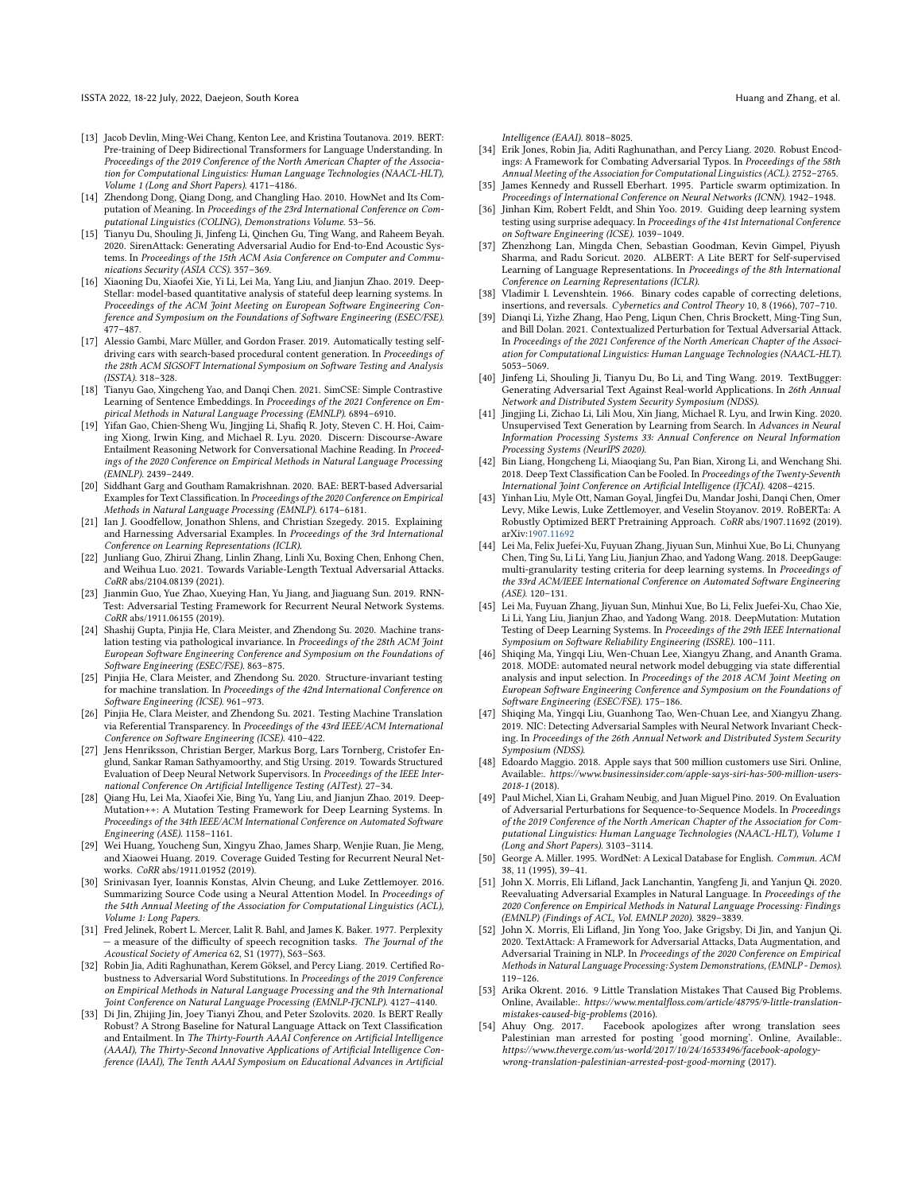[13] Jacob Devlin, Ming-Wei Chang, Kenton Lee, and Kristina Toutanova. 2019. BERT: Pre-training of Deep Bidirectional Transformers for Language Understanding. In *Proceedings of the 2019 Conference of the North American Chapter of the Association for Computational Linguistics: Human Language Technologies (NAACL-HLT), Volume 1 (Long and Short Papers)*. 4171–4186.

[14] Zhendong Dong, Qiang Dong, and Changling Hao. 2010. HowNet and Its Computation of Meaning. In *Proceedings of the 23rd International Conference on Computational Linguistics (COLING), Demonstrations Volume*. 53–56.

[15] Tianyu Du, Shouling Ji, Jinfeng Li, Qinchen Gu, Ting Wang, and Raheem Beyah. 2020. SirenAttack: Generating Adversarial Audio for End-to-End Acoustic Systems. In *Proceedings of the 15th ACM Asia Conference on Computer and Communications Security (ASIA CCS)*. 357–369.

[16] Xiaoning Du, Xiaofei Xie, Yi Li, Lei Ma, Yang Liu, and Jianjun Zhao. 2019. DeepStellar: model-based quantitative analysis of stateful deep learning systems. In *Proceedings of the ACM Joint Meeting on European Software Engineering Conference and Symposium on the Foundations of Software Engineering (ESEC/FSE)*. 477–487.

[17] Alessio Gambi, Marc Müller, and Gordon Fraser. 2019. Automatically testing self-driving cars with search-based procedural content generation. In *Proceedings of the 28th ACM SIGSOFT International Symposium on Software Testing and Analysis (ISSTA)*. 318–328.

[18] Tianyu Gao, Xingcheng Yao, and Danqi Chen. 2021. SimCSE: Simple Contrastive Learning of Sentence Embeddings. In *Proceedings of the 2021 Conference on Empirical Methods in Natural Language Processing (EMNLP)*. 6894–6910.

[19] Yifan Gao, Chien-Sheng Wu, Jingjing Li, Shafiq R. Joty, Steven C. H. Hoi, Caiming Xiong, Irwin King, and Michael R. Lyu. 2020. Discern: Discourse-Aware Entailment Reasoning Network for Conversational Machine Reading. In *Proceedings of the 2020 Conference on Empirical Methods in Natural Language Processing (EMNLP)*. 2439–2449.

[20] Siddhant Garg and Goutham Ramakrishnan. 2020. BAE: BERT-based Adversarial Examples for Text Classification. In *Proceedings of the 2020 Conference on Empirical Methods in Natural Language Processing (EMNLP)*. 6174–6181.

[21] Ian J. Goodfellow, Jonathon Shlens, and Christian Szegedy. 2015. Explaining and Harnessing Adversarial Examples. In *Proceedings of the 3rd International Conference on Learning Representations (ICLR)*.

[22] Junliang Guo, Zhirui Zhang, Linlin Zhang, Linli Xu, Boxing Chen, Enhong Chen, and Weihua Luo. 2021. Towards Variable-Length Textual Adversarial Attacks. *CoRR* abs/2104.08139 (2021).

[23] Jianmin Guo, Yue Zhao, Xueying Han, Yu Jiang, and Jiaguang Sun. 2019. RNN-Test: Adversarial Testing Framework for Recurrent Neural Network Systems. *CoRR* abs/1911.06155 (2019).

[24] Shashij Gupta, Pinjia He, Clara Meister, and Zhendong Su. 2020. Machine translation testing via pathological invariance. In *Proceedings of the 28th ACM Joint European Software Engineering Conference and Symposium on the Foundations of Software Engineering (ESEC/FSE)*. 863–875.

[25] Pinjia He, Clara Meister, and Zhendong Su. 2020. Structure-invariant testing for machine translation. In *Proceedings of the 42nd International Conference on Software Engineering (ICSE)*. 961–973.

[26] Pinjia He, Clara Meister, and Zhendong Su. 2021. Testing Machine Translation via Referential Transparency. In *Proceedings of the 43rd IEEE/ACM International Conference on Software Engineering (ICSE)*. 410–422.

[27] Jens Henriksson, Christian Berger, Markus Borg, Lars Tornberg, Cristofer Englund, Sankar Raman Sathyamoorthy, and Stig Ursing. 2019. Towards Structured Evaluation of Deep Neural Network Supervisors. In *Proceedings of the IEEE International Conference On Artificial Intelligence Testing (AITest)*. 27–34.

[28] Qiang Hu, Lei Ma, Xiaofei Xie, Bing Yu, Yang Liu, and Jianjun Zhao. 2019. DeepMutation++: A Mutation Testing Framework for Deep Learning Systems. In *Proceedings of the 34th IEEE/ACM International Conference on Automated Software Engineering (ASE)*. 1158–1161.

[29] Wei Huang, Youcheng Sun, Xingyu Zhao, James Sharp, Wenjie Ruan, Jie Meng, and Xiaowei Huang. 2019. Coverage Guided Testing for Recurrent Neural Networks. *CoRR* abs/1911.01952 (2019).

[30] Srinivasan Iyer, Ioannis Konstas, Alvin Cheung, and Luke Zettlemoyer. 2016. Summarizing Source Code using a Neural Attention Model. In *Proceedings of the 54th Annual Meeting of the Association for Computational Linguistics (ACL), Volume 1: Long Papers*.

[31] Fred Jelinek, Robert L. Mercer, Lalit R. Bahl, and James K. Baker. 1977. Perplexity — a measure of the difficulty of speech recognition tasks. *The Journal of the Acoustical Society of America* 62, S1 (1977), S63–S63.

[32] Robin Jia, Aditi Raghunathan, Kerem Göksel, and Percy Liang. 2019. Certified Robustness to Adversarial Word Substitutions. In *Proceedings of the 2019 Conference on Empirical Methods in Natural Language Processing and the 9th International Joint Conference on Natural Language Processing (EMNLP-IJCNLP)*. 4127–4140.

[33] Di Jin, Zhijing Jin, Joey Tianyi Zhou, and Peter Szolovits. 2020. Is BERT Really Robust? A Strong Baseline for Natural Language Attack on Text Classification and Entailment. In *The Thirty-Fourth AAAI Conference on Artificial Intelligence (AAAI), The Thirty-Second Innovative Applications of Artificial Intelligence Conference (IAAI), The Tenth AAAI Symposium on Educational Advances in Artificial Intelligence (EAAI)*. 8018–8025.

[34] Erik Jones, Robin Jia, Aditi Raghunathan, and Percy Liang. 2020. Robust Encodings: A Framework for Combating Adversarial Typos. In *Proceedings of the 58th Annual Meeting of the Association for Computational Linguistics (ACL)*. 2752–2765.

[35] James Kennedy and Russell Eberhart. 1995. Particle swarm optimization. In *Proceedings of International Conference on Neural Networks (ICNN)*. 1942–1948.

[36] Jinhan Kim, Robert Feldt, and Shin Yoo. 2019. Guiding deep learning system testing using surprise adequacy. In *Proceedings of the 41st International Conference on Software Engineering (ICSE)*. 1039–1049.

[37] Zhenzhong Lan, Mingda Chen, Sebastian Goodman, Kevin Gimpel, Piyush Sharma, and Radu Soricut. 2020. ALBERT: A Lite BERT for Self-supervised Learning of Language Representations. In *Proceedings of the 8th International Conference on Learning Representations (ICLR)*.

[38] Vladimir I. Levenshtein. 1966. Binary codes capable of correcting deletions, insertions, and reversals. *Cybernetics and Control Theory* 10, 8 (1966), 707–710.

[39] Dianqi Li, Yizhe Zhang, Hao Peng, Liqun Chen, Chris Brockett, Ming-Ting Sun, and Bill Dolan. 2021. Contextualized Perturbation for Textual Adversarial Attack. In *Proceedings of the 2021 Conference of the North American Chapter of the Association for Computational Linguistics: Human Language Technologies (NAACL-HLT)*. 5053–5069.

[40] Jinfeng Li, Shouling Ji, Tianyu Du, Bo Li, and Ting Wang. 2019. TextBugger: Generating Adversarial Text Against Real-world Applications. In *26th Annual Network and Distributed System Security Symposium (NDSS)*.

[41] Jingjing Li, Zichao Li, Lili Mou, Xin Jiang, Michael R. Lyu, and Irwin King. 2020. Unsupervised Text Generation by Learning from Search. In *Advances in Neural Information Processing Systems 33: Annual Conference on Neural Information Processing Systems (NeurIPS 2020)*.

[42] Bin Liang, Hongcheng Li, Miaoqiang Su, Pan Bian, Xirong Li, and Wenchang Shi. 2018. Deep Text Classification Can be Fooled. In *Proceedings of the Twenty-Seventh International Joint Conference on Artificial Intelligence (IJCAI)*. 4208–4215.

[43] Yinhan Liu, Myle Ott, Naman Goyal, Jingfei Du, Mandar Joshi, Danqi Chen, Omer Levy, Mike Lewis, Luke Zettlemoyer, and Veselin Stoyanov. 2019. RoBERTa: A Robustly Optimized BERT Pretraining Approach. *CoRR* abs/1907.11692 (2019). arXiv:1907.11692

[44] Lei Ma, Felix Juefei-Xu, Fuyuan Zhang, Jiyuan Sun, Minhui Xue, Bo Li, Chunyang Chen, Ting Su, Li Li, Yang Liu, Jianjun Zhao, and Yadong Wang. 2018. DeepGauge: multi-granularity testing criteria for deep learning systems. In *Proceedings of the 33rd ACM/IEEE International Conference on Automated Software Engineering (ASE)*. 120–131.

[45] Lei Ma, Fuyuan Zhang, Jiyuan Sun, Minhui Xue, Bo Li, Felix Juefei-Xu, Chao Xie, Li Li, Yang Liu, Jianjun Zhao, and Yadong Wang. 2018. DeepMutation: Mutation Testing of Deep Learning Systems. In *Proceedings of the 29th IEEE International Symposium on Software Reliability Engineering (ISSRE)*. 100–111.

[46] Shiqing Ma, Yingqi Liu, Wen-Chuan Lee, Xiangyu Zhang, and Ananth Grama. 2018. MODE: automated neural network model debugging via state differential analysis and input selection. In *Proceedings of the 2018 ACM Joint Meeting on European Software Engineering Conference and Symposium on the Foundations of Software Engineering (ESEC/FSE)*. 175–186.

[47] Shiqing Ma, Yingqi Liu, Guanhong Tao, Wen-Chuan Lee, and Xiangyu Zhang. 2019. NIC: Detecting Adversarial Samples with Neural Network Invariant Checking. In *Proceedings of the 26th Annual Network and Distributed System Security Symposium (NDSS)*.

[48] Edoardo Maggio. 2018. Apple says that 500 million customers use Siri. Online, Available:. *https://www.businessinsider.com/apple-says-siri-has-500-million-users-2018-1* (2018).

[49] Paul Michel, Xian Li, Graham Neubig, and Juan Miguel Pino. 2019. On Evaluation of Adversarial Perturbations for Sequence-to-Sequence Models. In *Proceedings of the 2019 Conference of the North American Chapter of the Association for Computational Linguistics: Human Language Technologies (NAACL-HLT), Volume 1 (Long and Short Papers)*. 3103–3114.

[50] George A. Miller. 1995. WordNet: A Lexical Database for English. *Commun. ACM* 38, 11 (1995), 39–41.

[51] John X. Morris, Eli Lifland, Jack Lanchantin, Yangfeng Ji, and Yanjun Qi. 2020. Reevaluating Adversarial Examples in Natural Language. In *Proceedings of the 2020 Conference on Empirical Methods in Natural Language Processing: Findings (EMNLP) (Findings of ACL, Vol. EMNLP 2020)*. 3829–3839.

[52] John X. Morris, Eli Lifland, Jin Yong Yoo, Jake Grigsby, Di Jin, and Yanjun Qi. 2020. TextAttack: A Framework for Adversarial Attacks, Data Augmentation, and Adversarial Training in NLP. In *Proceedings of the 2020 Conference on Empirical Methods in Natural Language Processing: System Demonstrations, (EMNLP - Demos)*. 119–126.

[53] Arika Okrent. 2016. 9 Little Translation Mistakes That Caused Big Problems. Online, Available:. *https://www.mentalfloss.com/article/48795/9-little-translation-mistakes-caused-big-problems* (2016).

[54] Ahuy Ong. 2017. Facebook apologizes after wrong translation sees Palestinian man arrested for posting 'good morning'. Online, Available:. *https://www.theverge.com/us-world/2017/10/24/16533496/facebook-apology-wrong-translation-palestinian-arrested-post-good-morning* (2017).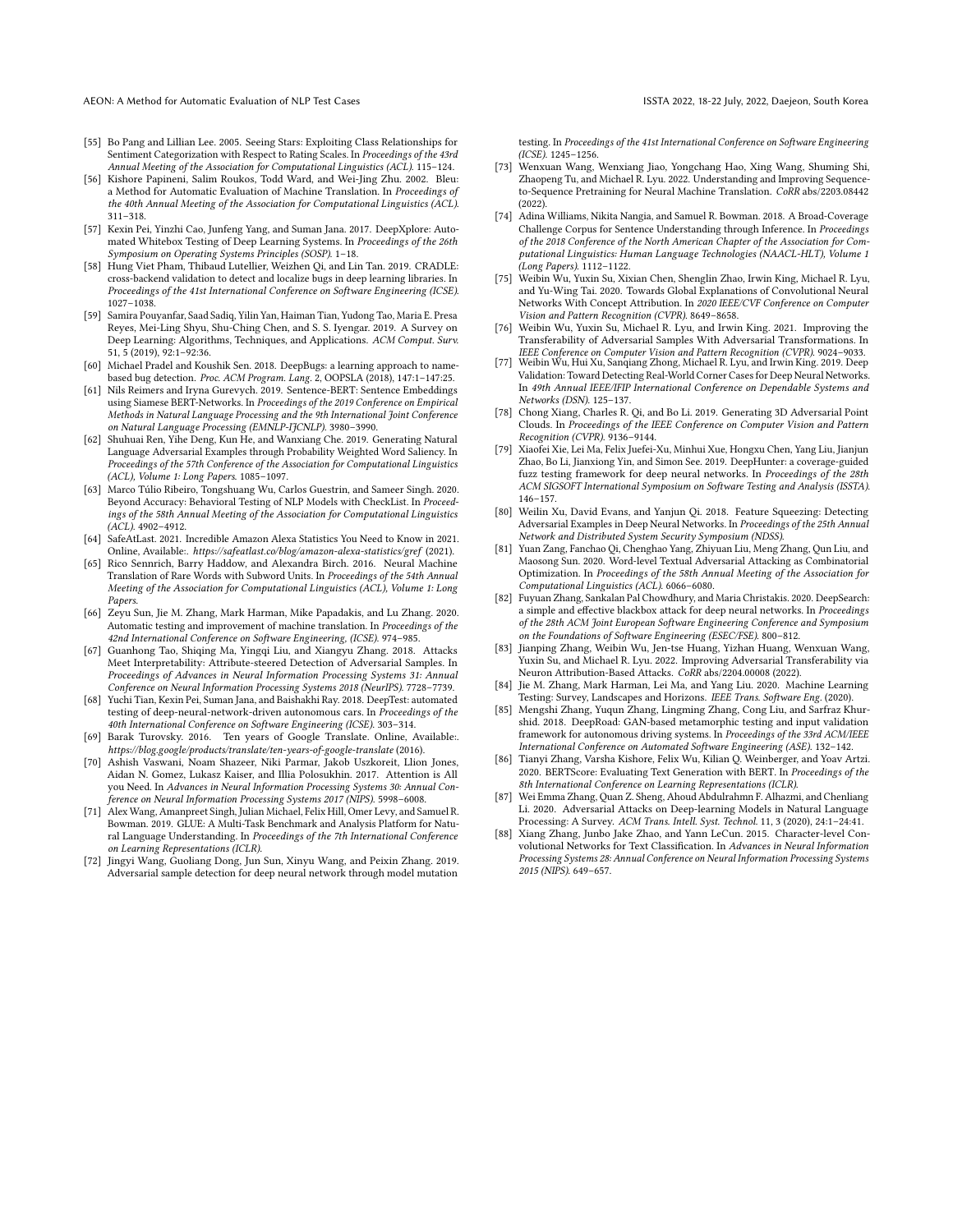[55] Bo Pang and Lillian Lee. 2005. Seeing Stars: Exploiting Class Relationships for Sentiment Categorization with Respect to Rating Scales. In *Proceedings of the 43rd Annual Meeting of the Association for Computational Linguistics (ACL)*. 115–124.

[56] Kishore Papineni, Salim Roukos, Todd Ward, and Wei-Jing Zhu. 2002. Bleu: a Method for Automatic Evaluation of Machine Translation. In *Proceedings of the 40th Annual Meeting of the Association for Computational Linguistics (ACL)*. 311–318.

[57] Kexin Pei, Yinzhi Cao, Junfeng Yang, and Suman Jana. 2017. DeepXplore: Automated Whitebox Testing of Deep Learning Systems. In *Proceedings of the 26th Symposium on Operating Systems Principles (SOSP)*. 1–18.

[58] Hung Viet Pham, Thibaud Lutellier, Weizhen Qi, and Lin Tan. 2019. CRADLE: cross-backend validation to detect and localize bugs in deep learning libraries. In *Proceedings of the 41st International Conference on Software Engineering (ICSE)*. 1027–1038.

[59] Samira Pouyanfar, Saad Sadiq, Yilin Yan, Haiman Tian, Yudong Tao, Maria E. Presa Reyes, Mei-Ling Shyu, Shu-Ching Chen, and S. S. Iyengar. 2019. A Survey on Deep Learning: Algorithms, Techniques, and Applications. *ACM Comput. Surv.* 51, 5 (2019), 92:1–92:36.

[60] Michael Pradel and Koushik Sen. 2018. DeepBugs: a learning approach to name-based bug detection. *Proc. ACM Program. Lang.* 2, OOPSLA (2018), 147:1–147:25.

[61] Nils Reimers and Iryna Gurevych. 2019. Sentence-BERT: Sentence Embeddings using Siamese BERT-Networks. In *Proceedings of the 2019 Conference on Empirical Methods in Natural Language Processing and the 9th International Joint Conference on Natural Language Processing (EMNLP-IJCNLP)*. 3980–3990.

[62] Shuhuai Ren, Yihe Deng, Kun He, and Wanxiang Che. 2019. Generating Natural Language Adversarial Examples through Probability Weighted Word Saliency. In *Proceedings of the 57th Conference of the Association for Computational Linguistics (ACL), Volume 1: Long Papers*. 1085–1097.

[63] Marco Túlio Ribeiro, Tongshuang Wu, Carlos Guestrin, and Sameer Singh. 2020. Beyond Accuracy: Behavioral Testing of NLP Models with CheckList. In *Proceedings of the 58th Annual Meeting of the Association for Computational Linguistics (ACL)*. 4902–4912.

[64] SafeAtLast. 2021. Incredible Amazon Alexa Statistics You Need to Know in 2021. Online, Available:. *https://safeatlast.co/blog/amazon-alexa-statistics/gref* (2021).

[65] Rico Sennrich, Barry Haddow, and Alexandra Birch. 2016. Neural Machine Translation of Rare Words with Subword Units. In *Proceedings of the 54th Annual Meeting of the Association for Computational Linguistics (ACL), Volume 1: Long Papers*.

[66] Zeyu Sun, Jie M. Zhang, Mark Harman, Mike Papadakis, and Lu Zhang. 2020. Automatic testing and improvement of machine translation. In *Proceedings of the 42nd International Conference on Software Engineering, (ICSE)*. 974–985.

[67] Guanhong Tao, Shiqing Ma, Yingqi Liu, and Xiangyu Zhang. 2018. Attacks Meet Interpretability: Attribute-steered Detection of Adversarial Samples. In *Proceedings of Advances in Neural Information Processing Systems 31: Annual Conference on Neural Information Processing Systems 2018 (NeurIPS)*. 7728–7739.

[68] Yuchi Tian, Kexin Pei, Suman Jana, and Baishakhi Ray. 2018. DeepTest: automated testing of deep-neural-network-driven autonomous cars. In *Proceedings of the 40th International Conference on Software Engineering (ICSE)*. 303–314.

[69] Barak Turovsky. 2016. Ten years of Google Translate. Online, Available:. *https://blog.google/products/translate/ten-years-of-google-translate* (2016).

[70] Ashish Vaswani, Noam Shazeer, Niki Parmar, Jakob Uszkoreit, Llion Jones, Aidan N. Gomez, Lukasz Kaiser, and Illia Polosukhin. 2017. Attention is All you Need. In *Advances in Neural Information Processing Systems 30: Annual Conference on Neural Information Processing Systems 2017 (NIPS)*. 5998–6008.

[71] Alex Wang, Amanpreet Singh, Julian Michael, Felix Hill, Omer Levy, and Samuel R. Bowman. 2019. GLUE: A Multi-Task Benchmark and Analysis Platform for Natural Language Understanding. In *Proceedings of the 7th International Conference on Learning Representations (ICLR)*.

[72] Jingyi Wang, Guoliang Dong, Jun Sun, Xinyu Wang, and Peixin Zhang. 2019. Adversarial sample detection for deep neural network through model mutation testing. In *Proceedings of the 41st International Conference on Software Engineering (ICSE)*. 1245–1256.

[73] Wenxuan Wang, Wenxiang Jiao, Yongchang Hao, Xing Wang, Shuming Shi, Zhaopeng Tu, and Michael R. Lyu. 2022. Understanding and Improving Sequence-to-Sequence Pretraining for Neural Machine Translation. *CoRR* abs/2203.08442 (2022).

[74] Adina Williams, Nikita Nangia, and Samuel R. Bowman. 2018. A Broad-Coverage Challenge Corpus for Sentence Understanding through Inference. In *Proceedings of the 2018 Conference of the North American Chapter of the Association for Computational Linguistics: Human Language Technologies (NAACL-HLT), Volume 1 (Long Papers)*. 1112–1122.

[75] Weibin Wu, Yuxin Su, Xixian Chen, Shenglin Zhao, Irwin King, Michael R. Lyu, and Yu-Wing Tai. 2020. Towards Global Explanations of Convolutional Neural Networks With Concept Attribution. In *2020 IEEE/CVF Conference on Computer Vision and Pattern Recognition (CVPR)*. 8649–8658.

[76] Weibin Wu, Yuxin Su, Michael R. Lyu, and Irwin King. 2021. Improving the Transferability of Adversarial Samples With Adversarial Transformations. In *IEEE Conference on Computer Vision and Pattern Recognition (CVPR)*. 9024–9033.

[77] Weibin Wu, Hui Xu, Sanqiang Zhong, Michael R. Lyu, and Irwin King. 2019. Deep Validation: Toward Detecting Real-World Corner Cases for Deep Neural Networks. In *49th Annual IEEE/IFIP International Conference on Dependable Systems and Networks (DSN)*. 125–137.

[78] Chong Xiang, Charles R. Qi, and Bo Li. 2019. Generating 3D Adversarial Point Clouds. In *Proceedings of the IEEE Conference on Computer Vision and Pattern Recognition (CVPR)*. 9136–9144.

[79] Xiaofei Xie, Lei Ma, Felix Juefei-Xu, Minhui Xue, Hongxu Chen, Yang Liu, Jianjun Zhao, Bo Li, Jianxiong Yin, and Simon See. 2019. DeepHunter: a coverage-guided fuzz testing framework for deep neural networks. In *Proceedings of the 28th ACM SIGSOFT International Symposium on Software Testing and Analysis (ISSTA)*. 146–157.

[80] Weilin Xu, David Evans, and Yanjun Qi. 2018. Feature Squeezing: Detecting Adversarial Examples in Deep Neural Networks. In *Proceedings of the 25th Annual Network and Distributed System Security Symposium (NDSS)*.

[81] Yuan Zang, Fanchao Qi, Chenghao Yang, Zhiyuan Liu, Meng Zhang, Qun Liu, and Maosong Sun. 2020. Word-level Textual Adversarial Attacking as Combinatorial Optimization. In *Proceedings of the 58th Annual Meeting of the Association for Computational Linguistics (ACL)*. 6066–6080.

[82] Fuyuan Zhang, Sankalan Pal Chowdhury, and Maria Christakis. 2020. DeepSearch: a simple and effective blackbox attack for deep neural networks. In *Proceedings of the 28th ACM Joint European Software Engineering Conference and Symposium on the Foundations of Software Engineering (ESEC/FSE)*. 800–812.

[83] Jianping Zhang, Weibin Wu, Jen-tse Huang, Yizhan Huang, Wenxuan Wang, Yuxin Su, and Michael R. Lyu. 2022. Improving Adversarial Transferability via Neuron Attribution-Based Attacks. *CoRR* abs/2204.00008 (2022).

[84] Jie M. Zhang, Mark Harman, Lei Ma, and Yang Liu. 2020. Machine Learning Testing: Survey, Landscapes and Horizons. *IEEE Trans. Software Eng.* (2020).

[85] Mengshi Zhang, Yuqun Zhang, Lingming Zhang, Cong Liu, and Sarfraz Khurshid. 2018. DeepRoad: GAN-based metamorphic testing and input validation framework for autonomous driving systems. In *Proceedings of the 33rd ACM/IEEE International Conference on Automated Software Engineering (ASE)*. 132–142.

[86] Tianyi Zhang, Varsha Kishore, Felix Wu, Kilian Q. Weinberger, and Yoav Artzi. 2020. BERTScore: Evaluating Text Generation with BERT. In *Proceedings of the 8th International Conference on Learning Representations (ICLR)*.

[87] Wei Emma Zhang, Quan Z. Sheng, Ahoud Abdulrahmn F. Alhazmi, and Chenliang Li. 2020. Adversarial Attacks on Deep-learning Models in Natural Language Processing: A Survey. *ACM Trans. Intell. Syst. Technol.* 11, 3 (2020), 24:1–24:41.

[88] Xiang Zhang, Junbo Jake Zhao, and Yann LeCun. 2015. Character-level Convolutional Networks for Text Classification. In *Advances in Neural Information Processing Systems 28: Annual Conference on Neural Information Processing Systems 2015 (NIPS)*. 649–657.